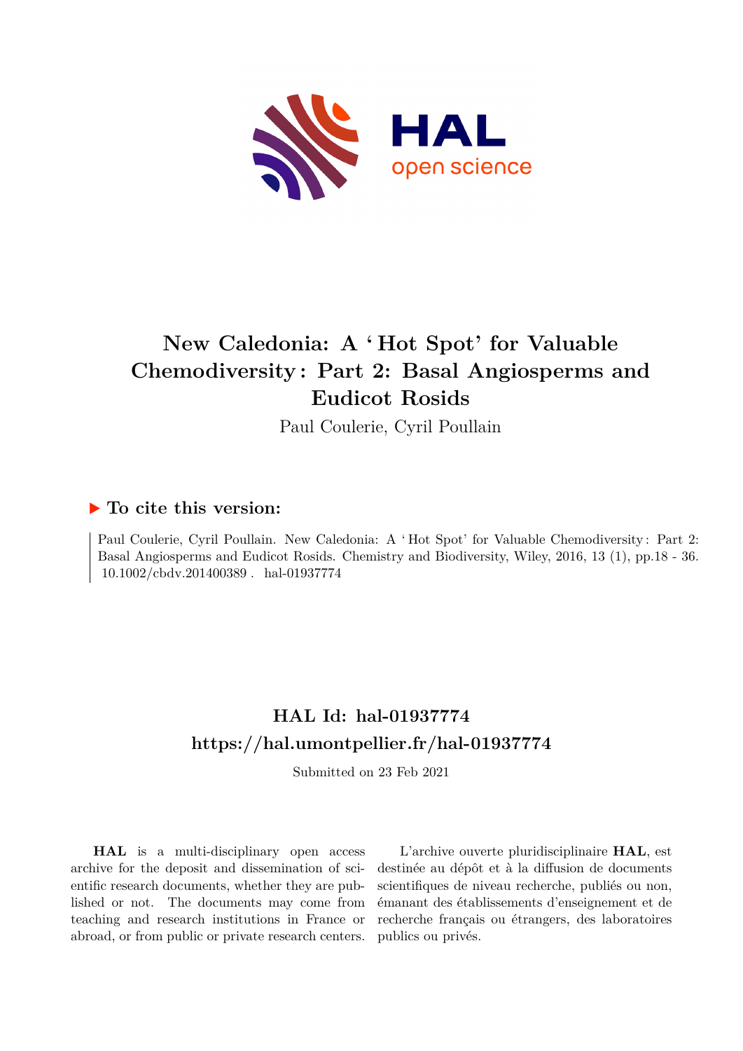# New Caledonia: A 'Hot Spot' for Valuable Chemodiversity : Part 2: Basal Angiosperms and Eudicot Rosids

Paul Coulerie, Cyril Poullain

## ▶ To cite this version:

Paul Coulerie, Cyril Poullain. New Caledonia: A 'Hot Spot' for Valuable Chemodiversity : Part 2: Basal Angiosperms and Eudicot Rosids. Chemistry and Biodiversity, Wiley, 2016, 13 (1), pp.18 - 36. 10.1002/cbdv.201400389 . hal-01937774

## HAL Id: hal-01937774
## https://hal.umontpellier.fr/hal-01937774

Submitted on 23 Feb 2021

**HAL** is a multi-disciplinary open access archive for the deposit and dissemination of scientific research documents, whether they are published or not. The documents may come from teaching and research institutions in France or abroad, or from public or private research centers.

L'archive ouverte pluridisciplinaire **HAL**, est destinée au dépôt et à la diffusion de documents scientifiques de niveau recherche, publiés ou non, émanant des établissements d'enseignement et de recherche français ou étrangers, des laboratoires publics ou privés.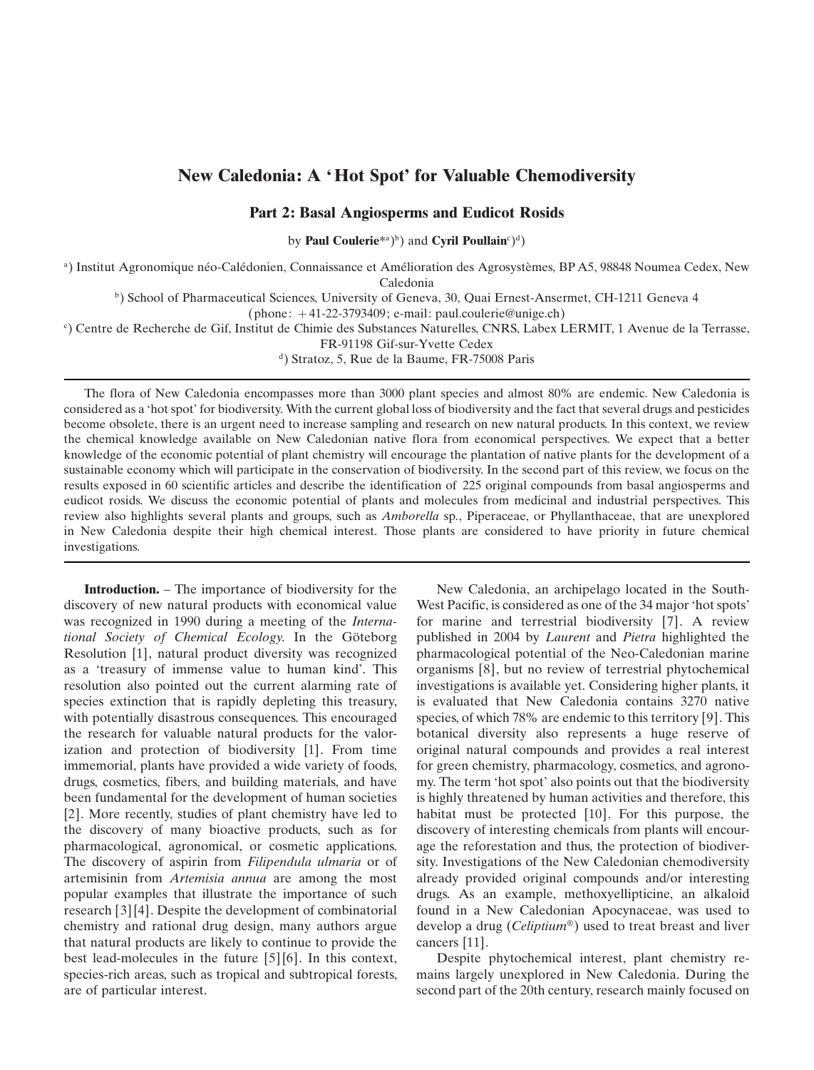# New Caledonia: A 'Hot Spot' for Valuable Chemodiversity

## Part 2: Basal Angiosperms and Eudicot Rosids

by **Paul Coulerie**\*[a])[b]) and **Cyril Poullain**[c])[d])

[a]) Institut Agronomique néo-Calédonien, Connaissance et Amélioration des Agrosystèmes, BP A5, 98848 Noumea Cedex, New Caledonia

[b]) School of Pharmaceutical Sciences, University of Geneva, 30, Quai Ernest-Ansermet, CH-1211 Geneva 4 (phone: +41-22-3793409; e-mail: paul.coulerie@unige.ch)

[c]) Centre de Recherche de Gif, Institut de Chimie des Substances Naturelles, CNRS, Labex LERMIT, 1 Avenue de la Terrasse, FR-91198 Gif-sur-Yvette Cedex

[d]) Stratoz, 5, Rue de la Baume, FR-75008 Paris

The flora of New Caledonia encompasses more than 3000 plant species and almost 80% are endemic. New Caledonia is considered as a 'hot spot' for biodiversity. With the current global loss of biodiversity and the fact that several drugs and pesticides become obsolete, there is an urgent need to increase sampling and research on new natural products. In this context, we review the chemical knowledge available on New Caledonian native flora from economical perspectives. We expect that a better knowledge of the economic potential of plant chemistry will encourage the plantation of native plants for the development of a sustainable economy which will participate in the conservation of biodiversity. In the second part of this review, we focus on the results exposed in 60 scientific articles and describe the identification of 225 original compounds from basal angiosperms and eudicot rosids. We discuss the economic potential of plants and molecules from medicinal and industrial perspectives. This review also highlights several plants and groups, such as *Amborella* sp., Piperaceae, or Phyllanthaceae, that are unexplored in New Caledonia despite their high chemical interest. Those plants are considered to have priority in future chemical investigations.

**Introduction.** – The importance of biodiversity for the discovery of new natural products with economical value was recognized in 1990 during a meeting of the *International Society of Chemical Ecology*. In the Göteborg Resolution [1], natural product diversity was recognized as a 'treasury of immense value to human kind'. This resolution also pointed out the current alarming rate of species extinction that is rapidly depleting this treasury, with potentially disastrous consequences. This encouraged the research for valuable natural products for the valorization and protection of biodiversity [1]. From time immemorial, plants have provided a wide variety of foods, drugs, cosmetics, fibers, and building materials, and have been fundamental for the development of human societies [2]. More recently, studies of plant chemistry have led to the discovery of many bioactive products, such as for pharmacological, agronomical, or cosmetic applications. The discovery of aspirin from *Filipendula ulmaria* or of artemisinin from *Artemisia annua* are among the most popular examples that illustrate the importance of such research [3][4]. Despite the development of combinatorial chemistry and rational drug design, many authors argue that natural products are likely to continue to provide the best lead-molecules in the future [5][6]. In this context, species-rich areas, such as tropical and subtropical forests, are of particular interest.

New Caledonia, an archipelago located in the South-West Pacific, is considered as one of the 34 major 'hot spots' for marine and terrestrial biodiversity [7]. A review published in 2004 by *Laurent* and *Pietra* highlighted the pharmacological potential of the Neo-Caledonian marine organisms [8], but no review of terrestrial phytochemical investigations is available yet. Considering higher plants, it is evaluated that New Caledonia contains 3270 native species, of which 78% are endemic to this territory [9]. This botanical diversity also represents a huge reserve of original natural compounds and provides a real interest for green chemistry, pharmacology, cosmetics, and agronomy. The term 'hot spot' also points out that the biodiversity is highly threatened by human activities and therefore, this habitat must be protected [10]. For this purpose, the discovery of interesting chemicals from plants will encourage the reforestation and thus, the protection of biodiversity. Investigations of the New Caledonian chemodiversity already provided original compounds and/or interesting drugs. As an example, methoxyellipticine, an alkaloid found in a New Caledonian Apocynaceae, was used to develop a drug (*Celiptium*®) used to treat breast and liver cancers [11].

Despite phytochemical interest, plant chemistry remains largely unexplored in New Caledonia. During the second part of the 20th century, research mainly focused on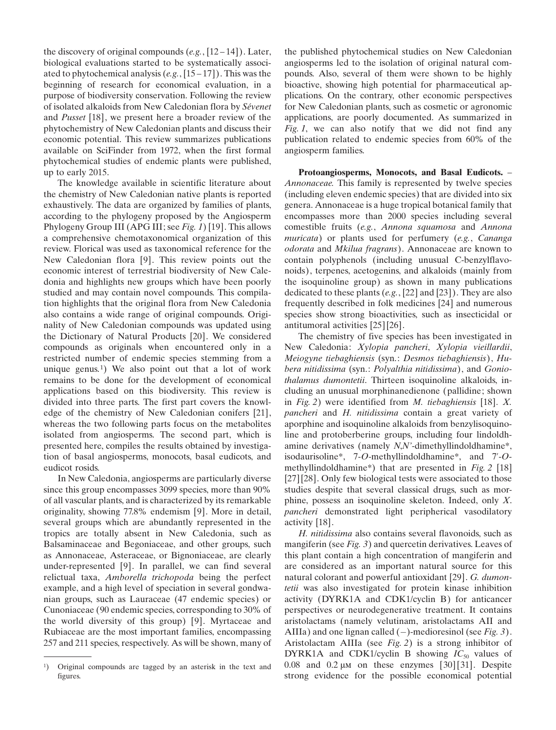the discovery of original compounds (*e.g.*, [12–14]). Later, biological evaluations started to be systematically associated to phytochemical analysis (*e.g.*, [15–17]). This was the beginning of research for economical evaluation, in a purpose of biodiversity conservation. Following the review of isolated alkaloids from New Caledonian flora by *Sévenet* and *Pusset* [18], we present here a broader review of the phytochemistry of New Caledonian plants and discuss their economic potential. This review summarizes publications available on SciFinder from 1972, when the first formal phytochemical studies of endemic plants were published, up to early 2015.

The knowledge available in scientific literature about the chemistry of New Caledonian native plants is reported exhaustively. The data are organized by families of plants, according to the phylogeny proposed by the Angiosperm Phylogeny Group III (APG III; see *Fig. 1*) [19]. This allows a comprehensive chemotaxonomical organization of this review. Florical was used as taxonomical reference for the New Caledonian flora [9]. This review points out the economic interest of terrestrial biodiversity of New Caledonia and highlights new groups which have been poorly studied and may contain novel compounds. This compilation highlights that the original flora from New Caledonia also contains a wide range of original compounds. Originality of New Caledonian compounds was updated using the Dictionary of Natural Products [20]. We considered compounds as originals when encountered only in a restricted number of endemic species stemming from a unique genus.[1]) We also point out that a lot of work remains to be done for the development of economical applications based on this biodiversity. This review is divided into three parts. The first part covers the knowledge of the chemistry of New Caledonian conifers [21], whereas the two following parts focus on the metabolites isolated from angiosperms. The second part, which is presented here, compiles the results obtained by investigation of basal angiosperms, monocots, basal eudicots, and eudicot rosids.

In New Caledonia, angiosperms are particularly diverse since this group encompasses 3099 species, more than 90% of all vascular plants, and is characterized by its remarkable originality, showing 77.8% endemism [9]. More in detail, several groups which are abundantly represented in the tropics are totally absent in New Caledonia, such as Balsaminaceae and Begoniaceae, and other groups, such as Annonaceae, Asteraceae, or Bignoniaceae, are clearly under-represented [9]. In parallel, we can find several relictual taxa, *Amborella trichopoda* being the perfect example, and a high level of speciation in several gondwanian groups, such as Lauraceae (47 endemic species) or Cunoniaceae (90 endemic species, corresponding to 30% of the world diversity of this group) [9]. Myrtaceae and Rubiaceae are the most important families, encompassing 257 and 211 species, respectively. As will be shown, many of the published phytochemical studies on New Caledonian angiosperms led to the isolation of original natural compounds. Also, several of them were shown to be highly bioactive, showing high potential for pharmaceutical applications. On the contrary, other economic perspectives for New Caledonian plants, such as cosmetic or agronomic applications, are poorly documented. As summarized in *Fig. 1*, we can also notify that we did not find any publication related to endemic species from 60% of the angiosperm families.

**Protoangiosperms, Monocots, and Basal Eudicots.** – *Annonaceae.* This family is represented by twelve species (including eleven endemic species) that are divided into six genera. Annonaceae is a huge tropical botanical family that encompasses more than 2000 species including several comestible fruits (*e.g.*, *Annona squamosa* and *Annona muricata*) or plants used for perfumery (*e.g.*, *Cananga odorata* and *Mkilua fragrans*). Annonaceae are known to contain polyphenols (including unusual C-benzylflavonoids), terpenes, acetogenins, and alkaloids (mainly from the isoquinoline group) as shown in many publications dedicated to these plants (*e.g.*, [22] and [23]). They are also frequently described in folk medicines [24] and numerous species show strong bioactivities, such as insecticidal or antitumoral activities [25][26].

The chemistry of five species has been investigated in New Caledonia: *Xylopia pancheri*, *Xylopia vieillardii*, *Meiogyne tiebaghiensis* (syn.: *Desmos tiebaghiensis*), *Hubera nitidissima* (syn.: *Polyalthia nitidissima*), and *Goniothalamus dumontetii*. Thirteen isoquinoline alkaloids, including an unusual morphinanedienone (pallidine; shown in *Fig. 2*) were identified from *M. tiebaghiensis* [18]. *X. pancheri* and *H. nitidissima* contain a great variety of aporphine and isoquinoline alkaloids from benzylisoquinoline and protoberberine groups, including four lindoldhamine derivatives (namely *N*,*N'*-dimethyllindoldhamine*, isodaurisoline*, 7-*O*-methyllindoldhamine*, and 7′-*O*-methyllindoldhamine*) that are presented in *Fig. 2* [18][27][28]. Only few biological tests were associated to those studies despite that several classical drugs, such as morphine, possess an isoquinoline skeleton. Indeed, only *X. pancheri* demonstrated light peripherical vasodilatory activity [18].

*H. nitidissima* also contains several flavonoids, such as mangiferin (see *Fig. 3*) and quercetin derivatives. Leaves of this plant contain a high concentration of mangiferin and are considered as an important natural source for this natural colorant and powerful antioxidant [29]. *G. dumontetii* was also investigated for protein kinase inhibition activity (DYRK1A and CDK1/cyclin B) for anticancer perspectives or neurodegenerative treatment. It contains aristolactams (namely velutinam, aristolactams AII and AIIIa) and one lignan called (−)-medioresinol (see *Fig. 3*). Aristolactam AIIIa (see *Fig. 2*) is a strong inhibitor of DYRK1A and CDK1/cyclin B showing $IC_{50}$ values of 0.08 and 0.2 μM on these enzymes [30][31]. Despite strong evidence for the possible economical potential

[1]) Original compounds are tagged by an asterisk in the text and figures.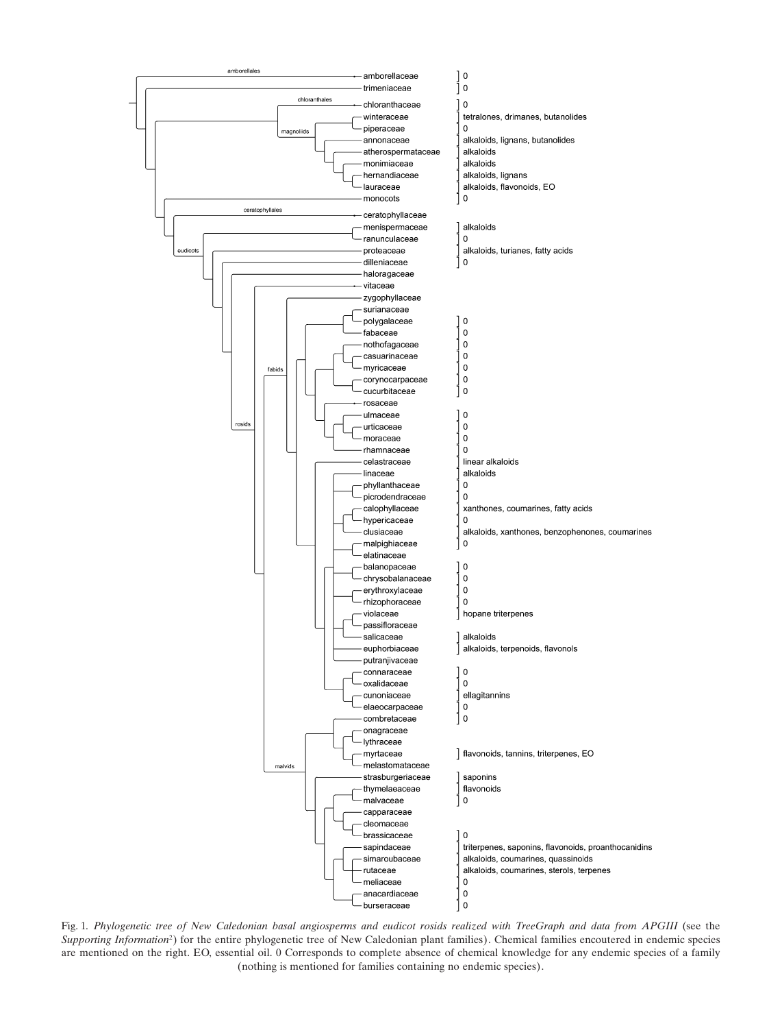| Family | Chemical families encountered in endemic species |
|---|---|
| amborellaceae | 0 |
| trimeniaceae | 0 |
| chloranthaceae | 0 |
| winteraceae | tetralones, drimanes, butanolides |
| piperaceae | 0 |
| annonaceae | alkaloids, lignans, butanolides |
| atherospermataceae | alkaloids |
| monimiaceae | alkaloids |
| hernandiaceae | alkaloids, lignans |
| lauraceae | alkaloids, flavonoids, EO |
| monocots | 0 |
| ceratophyllaceae | |
| menispermaceae | alkaloids |
| ranunculaceae | 0 |
| proteaceae | alkaloids, turianes, fatty acids |
| dilleniaceae | 0 |
| haloragaceae | |
| vitaceae | |
| zygophyllaceae | |
| surianaceae | |
| polygalaceae | 0 |
| fabaceae | 0 |
| nothofagaceae | 0 |
| casuarinaceae | 0 |
| myricaceae | 0 |
| corynocarpaceae | 0 |
| cucurbitaceae | 0 |
| rosaceae | |
| ulmaceae | 0 |
| urticaceae | 0 |
| moraceae | 0 |
| rhamnaceae | 0 |
| celastraceae | linear alkaloids |
| linaceae | alkaloids |
| phyllanthaceae | 0 |
| picrodendraceae | 0 |
| calophyllaceae | xanthones, coumarines, fatty acids |
| hypericaceae | 0 |
| clusiaceae | alkaloids, xanthones, benzophenones, coumarines |
| malpighiaceae | 0 |
| elatinaceae | |
| balanopaceae | 0 |
| chrysobalanaceae | 0 |
| erythroxylaceae | 0 |
| rhizophoraceae | 0 |
| violaceae | hopane triterpenes |
| passifloraceae | |
| salicaceae | alkaloids |
| euphorbiaceae | alkaloids, terpenoids, flavonols |
| putranjivaceae | |
| connaraceae | 0 |
| oxalidaceae | 0 |
| cunoniaceae | ellagitannins |
| elaeocarpaceae | 0 |
| combretaceae | 0 |
| onagraceae | |
| lythraceae | |
| myrtaceae | flavonoids, tannins, triterpenes, EO |
| melastomataceae | |
| strasburgeriaceae | saponins |
| thymelaeaceae | flavonoids |
| malvaceae | 0 |
| capparaceae | |
| cleomaceae | |
| brassicaceae | 0 |
| sapindaceae | triterpenes, saponins, flavonoids, proanthocanidins |
| simaroubaceae | alkaloids, coumarines, quassinoids |
| rutaceae | alkaloids, coumarines, sterols, terpenes |
| meliaceae | 0 |
| anacardiaceae | 0 |
| burseraceae | 0 |

Fig. 1. *Phylogenetic tree of New Caledonian basal angiosperms and eudicot rosids realized with TreeGraph and data from APGIII* (see the *Supporting Information*[2]) for the entire phylogenetic tree of New Caledonian plant families). Chemical families encoutered in endemic species are mentioned on the right. EO, essential oil. 0 Corresponds to complete absence of chemical knowledge for any endemic species of a family (nothing is mentioned for families containing no endemic species).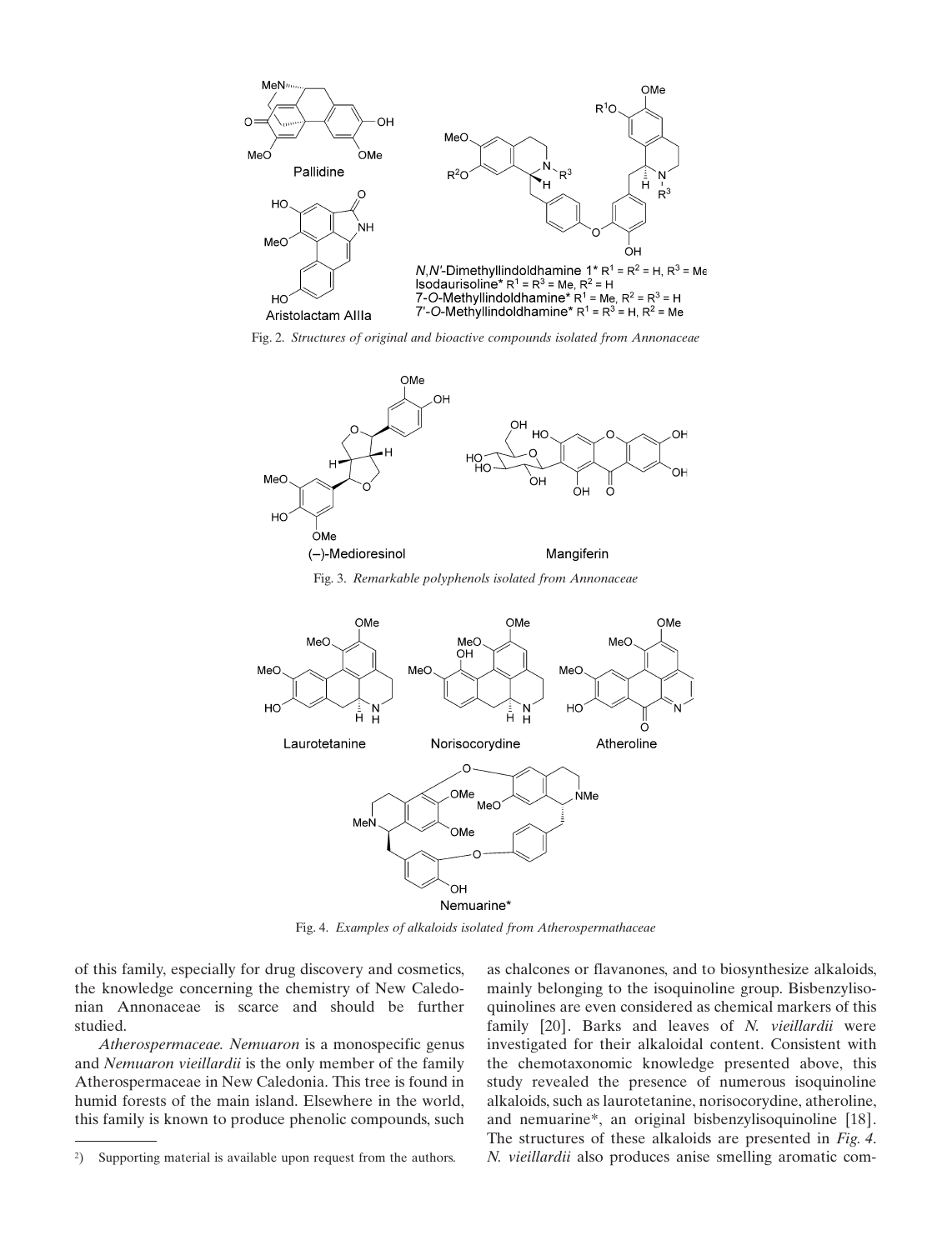Fig. 2. *Structures of original and bioactive compounds isolated from Annonaceae*

Fig. 3. *Remarkable polyphenols isolated from Annonaceae*

Fig. 4. *Examples of alkaloids isolated from Atherospermathaceae*

of this family, especially for drug discovery and cosmetics, the knowledge concerning the chemistry of New Caledonian Annonaceae is scarce and should be further studied.

*Atherospermaceae. Nemuaron* is a monospecific genus and *Nemuaron vieillardii* is the only member of the family Atherospermaceae in New Caledonia. This tree is found in humid forests of the main island. Elsewhere in the world, this family is known to produce phenolic compounds, such as chalcones or flavanones, and to biosynthesize alkaloids, mainly belonging to the isoquinoline group. Bisbenzylisoquinolines are even considered as chemical markers of this family [20]. Barks and leaves of *N. vieillardii* were investigated for their alkaloidal content. Consistent with the chemotaxonomic knowledge presented above, this study revealed the presence of numerous isoquinoline alkaloids, such as laurotetanine, norisocorydine, atheroline, and nemuarine*, an original bisbenzylisoquinoline [18]. The structures of these alkaloids are presented in *Fig. 4*. *N. vieillardii* also produces anise smelling aromatic com-

[2]) Supporting material is available upon request from the authors.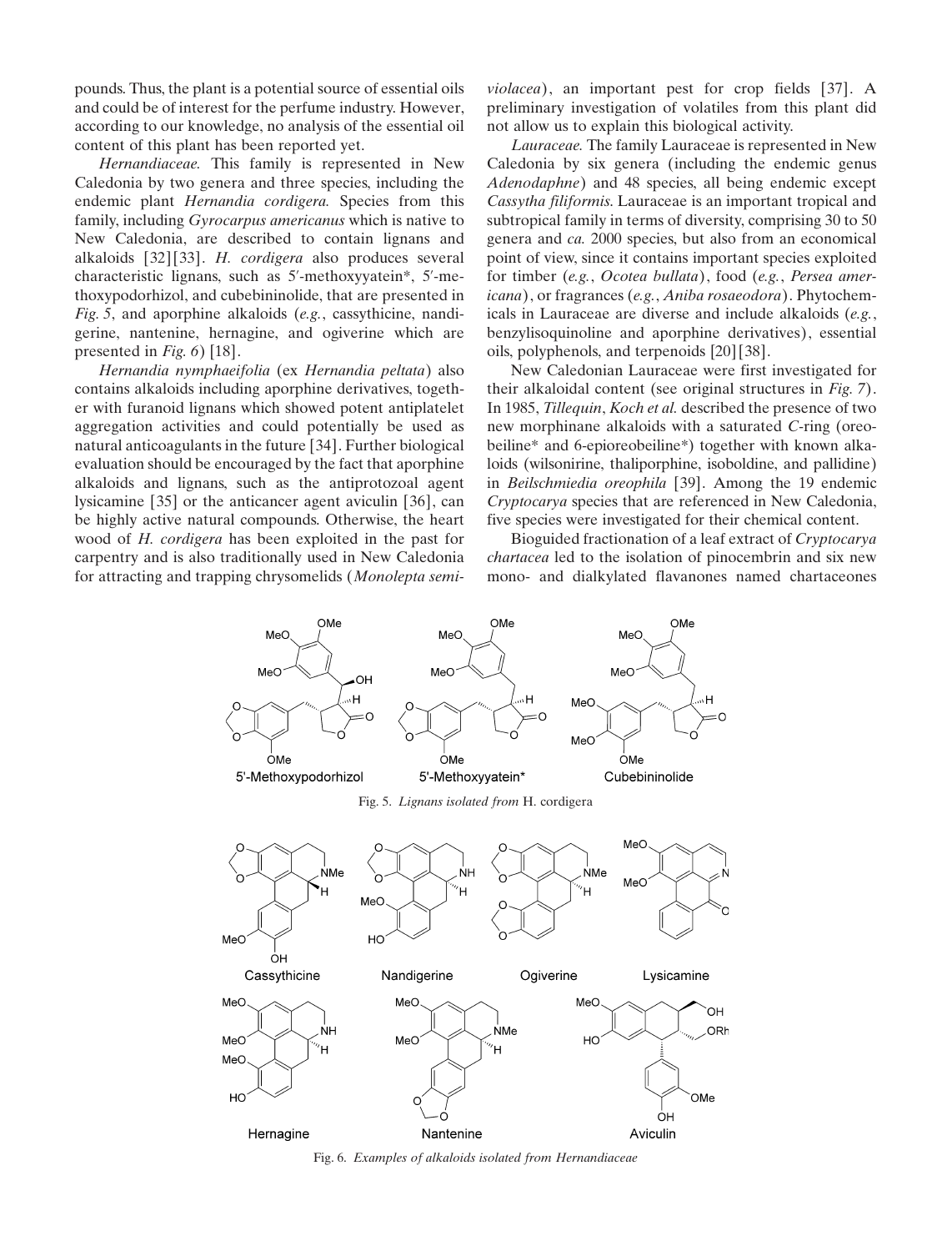pounds. Thus, the plant is a potential source of essential oils and could be of interest for the perfume industry. However, according to our knowledge, no analysis of the essential oil content of this plant has been reported yet.

*Hernandiaceae.* This family is represented in New Caledonia by two genera and three species, including the endemic plant *Hernandia cordigera.* Species from this family, including *Gyrocarpus americanus* which is native to New Caledonia, are described to contain lignans and alkaloids [32][33]. *H. cordigera* also produces several characteristic lignans, such as 5′-methoxyyatein*, 5′-methoxypodorhizol, and cubebininolide, that are presented in *Fig. 5*, and aporphine alkaloids (*e.g.*, cassythicine, nandigerine, nantenine, hernagine, and ogiverine which are presented in *Fig. 6*) [18].

*Hernandia nymphaeifolia* (ex *Hernandia peltata*) also contains alkaloids including aporphine derivatives, together with furanoid lignans which showed potent antiplatelet aggregation activities and could potentially be used as natural anticoagulants in the future [34]. Further biological evaluation should be encouraged by the fact that aporphine alkaloids and lignans, such as the antiprotozoal agent lysicamine [35] or the anticancer agent aviculin [36], can be highly active natural compounds. Otherwise, the heart wood of *H. cordigera* has been exploited in the past for carpentry and is also traditionally used in New Caledonia for attracting and trapping chrysomelids (*Monolepta semiviolacea*), an important pest for crop fields [37]. A preliminary investigation of volatiles from this plant did not allow us to explain this biological activity.

*Lauraceae.* The family Lauraceae is represented in New Caledonia by six genera (including the endemic genus *Adenodaphne*) and 48 species, all being endemic except *Cassytha filiformis.* Lauraceae is an important tropical and subtropical family in terms of diversity, comprising 30 to 50 genera and *ca.* 2000 species, but also from an economical point of view, since it contains important species exploited for timber (*e.g.*, *Ocotea bullata*), food (*e.g.*, *Persea americana*), or fragrances (*e.g.*, *Aniba rosaeodora*). Phytochemicals in Lauraceae are diverse and include alkaloids (*e.g.*, benzylisoquinoline and aporphine derivatives), essential oils, polyphenols, and terpenoids [20][38].

New Caledonian Lauraceae were first investigated for their alkaloidal content (see original structures in *Fig. 7*). In 1985, *Tillequin*, *Koch et al.* described the presence of two new morphinane alkaloids with a saturated *C*-ring (oreobeiline* and 6-epioreobeiline*) together with known alkaloids (wilsonirine, thaliporphine, isoboldine, and pallidine) in *Beilschmiedia oreophila* [39]. Among the 19 endemic *Cryptocarya* species that are referenced in New Caledonia, five species were investigated for their chemical content.

Bioguided fractionation of a leaf extract of *Cryptocarya chartacea* led to the isolation of pinocembrin and six new mono- and dialkylated flavanones named chartaceones

Fig. 5. *Lignans isolated from* H. cordigera

Fig. 6. *Examples of alkaloids isolated from Hernandiaceae*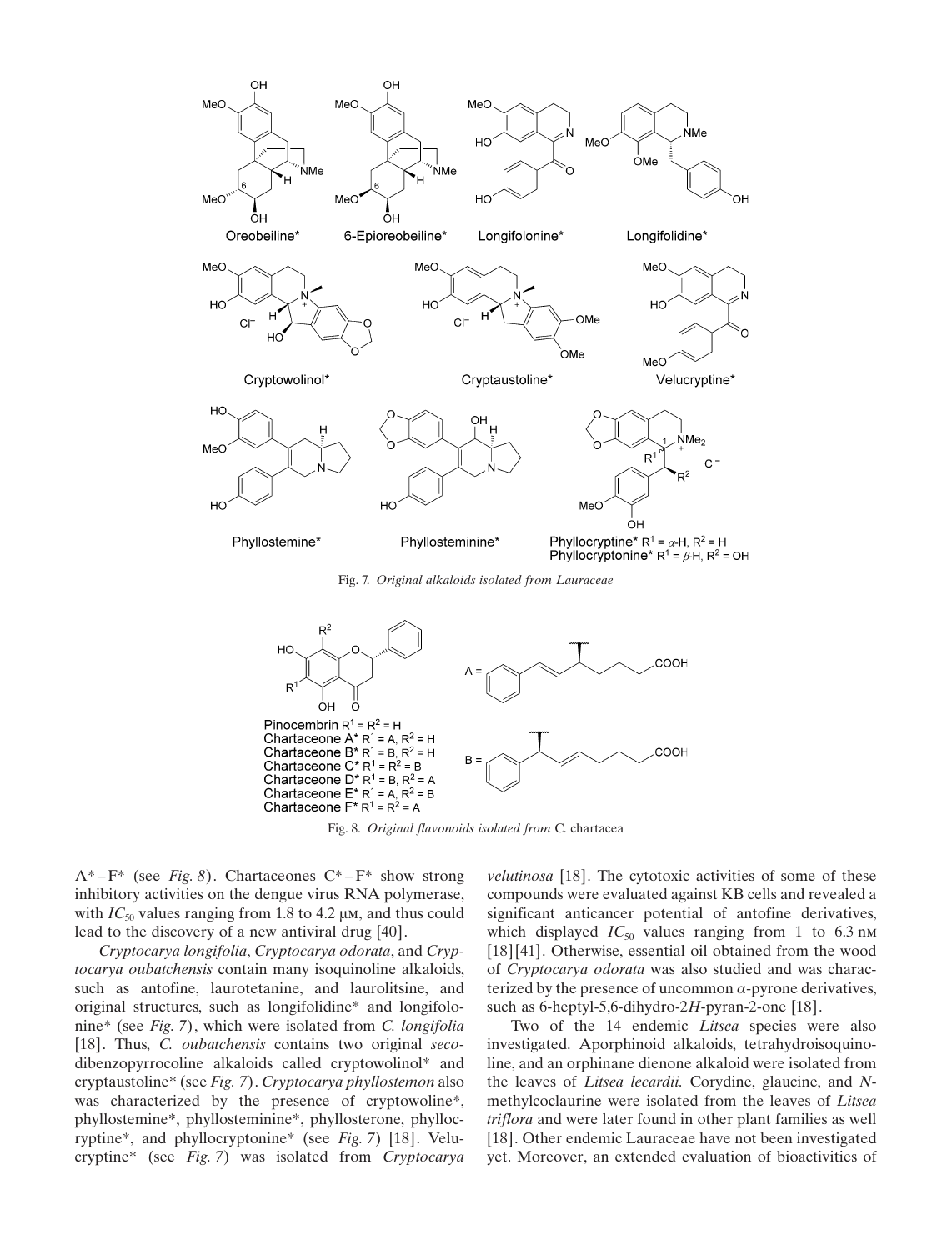Fig. 7. *Original alkaloids isolated from Lauraceae*

Fig. 8. *Original flavonoids isolated from* C. chartacea

A*–F* (see *Fig. 8*). Chartaceones C*–F* show strong inhibitory activities on the dengue virus RNA polymerase, with $IC_{50}$ values ranging from 1.8 to 4.2 μM, and thus could lead to the discovery of a new antiviral drug [40].

*Cryptocarya longifolia*, *Cryptocarya odorata*, and *Cryptocarya oubatchensis* contain many isoquinoline alkaloids, such as antofine, laurotetanine, and laurolitsine, and original structures, such as longifolidine* and longifolonine* (see *Fig. 7*), which were isolated from *C. longifolia* [18]. Thus, *C. oubatchensis* contains two original *seco*-dibenzopyrrocoline alkaloids called cryptowolinol* and cryptaustoline* (see *Fig. 7*). *Cryptocarya phyllostemon* also was characterized by the presence of cryptowoline*, phyllostemine*, phyllosteminine*, phyllosterone, phyllocryptine*, and phyllocryptonine* (see *Fig. 7*) [18]. Velucryptine* (see *Fig. 7*) was isolated from *Cryptocarya velutinosa* [18]. The cytotoxic activities of some of these compounds were evaluated against KB cells and revealed a significant anticancer potential of antofine derivatives, which displayed $IC_{50}$ values ranging from 1 to 6.3 nM [18][41]. Otherwise, essential oil obtained from the wood of *Cryptocarya odorata* was also studied and was characterized by the presence of uncommon α-pyrone derivatives, such as 6-heptyl-5,6-dihydro-2*H*-pyran-2-one [18].

Two of the 14 endemic *Litsea* species were also investigated. Aporphinoid alkaloids, tetrahydroisoquinoline, and an orphinane dienone alkaloid were isolated from the leaves of *Litsea lecardii*. Corydine, glaucine, and *N*-methylcoclaurine were isolated from the leaves of *Litsea triflora* and were later found in other plant families as well [18]. Other endemic Lauraceae have not been investigated yet. Moreover, an extended evaluation of bioactivities of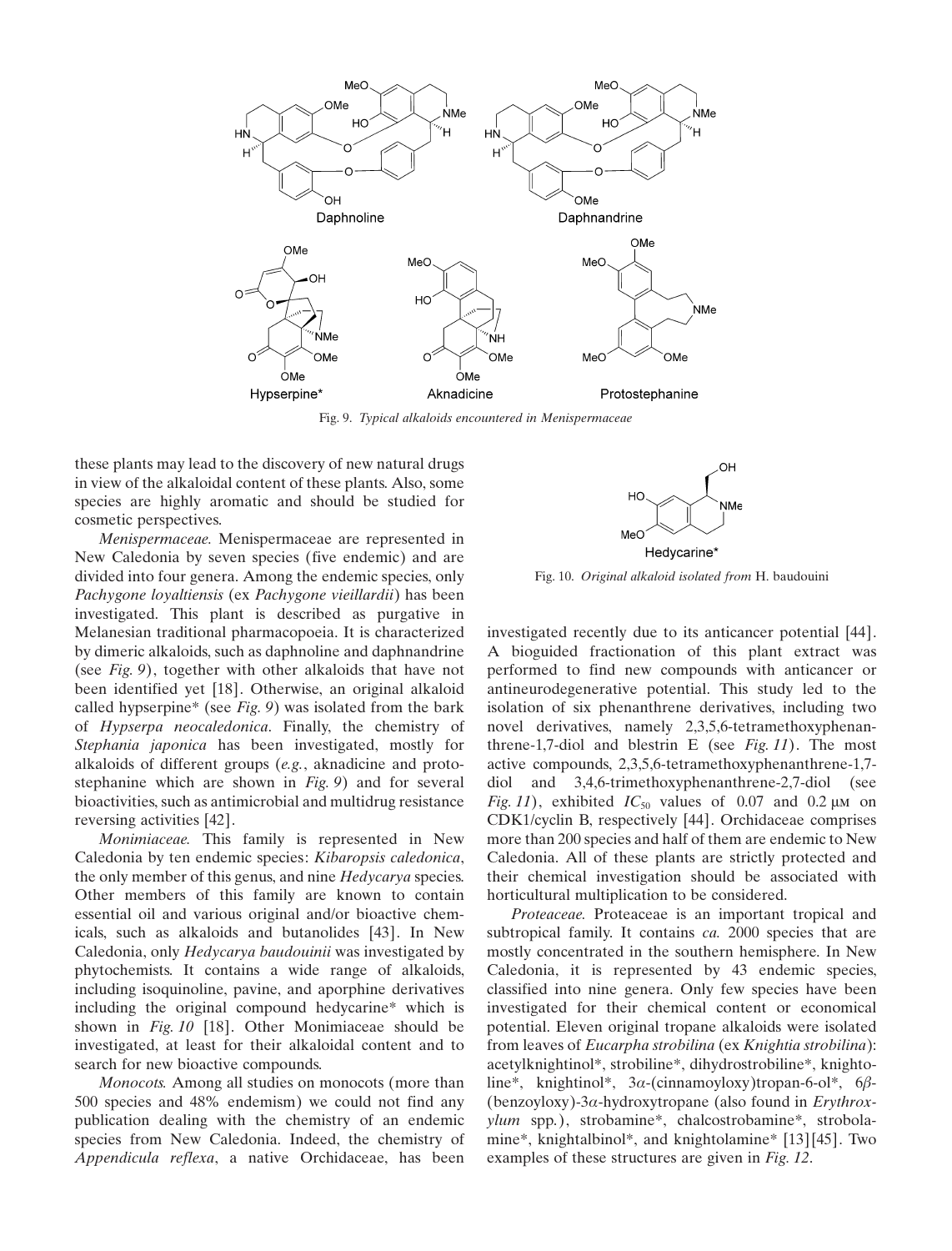Fig. 9. *Typical alkaloids encountered in Menispermaceae*

these plants may lead to the discovery of new natural drugs in view of the alkaloidal content of these plants. Also, some species are highly aromatic and should be studied for cosmetic perspectives.

*Menispermaceae.* Menispermaceae are represented in New Caledonia by seven species (five endemic) and are divided into four genera. Among the endemic species, only *Pachygone loyaltiensis* (ex *Pachygone vieillardii*) has been investigated. This plant is described as purgative in Melanesian traditional pharmacopoeia. It is characterized by dimeric alkaloids, such as daphnoline and daphnandrine (see *Fig. 9*), together with other alkaloids that have not been identified yet [18]. Otherwise, an original alkaloid called hypserpine* (see *Fig. 9*) was isolated from the bark of *Hypserpa neocaledonica*. Finally, the chemistry of *Stephania japonica* has been investigated, mostly for alkaloids of different groups (*e.g.*, aknadicine and protostephanine which are shown in *Fig. 9*) and for several bioactivities, such as antimicrobial and multidrug resistance reversing activities [42].

*Monimiaceae.* This family is represented in New Caledonia by ten endemic species: *Kibaropsis caledonica*, the only member of this genus, and nine *Hedycarya* species. Other members of this family are known to contain essential oil and various original and/or bioactive chemicals, such as alkaloids and butanolides [43]. In New Caledonia, only *Hedycarya baudouinii* was investigated by phytochemists. It contains a wide range of alkaloids, including isoquinoline, pavine, and aporphine derivatives including the original compound hedycarine* which is shown in *Fig. 10* [18]. Other Monimiaceae should be investigated, at least for their alkaloidal content and to search for new bioactive compounds.

*Monocots.* Among all studies on monocots (more than 500 species and 48% endemism) we could not find any publication dealing with the chemistry of an endemic species from New Caledonia. Indeed, the chemistry of *Appendicula reflexa*, a native Orchidaceae, has been investigated recently due to its anticancer potential [44]. A bioguided fractionation of this plant extract was performed to find new compounds with anticancer or antineurodegenerative potential. This study led to the isolation of six phenanthrene derivatives, including two novel derivatives, namely 2,3,5,6-tetramethoxyphenanthrene-1,7-diol and blestrin E (see *Fig. 11*). The most active compounds, 2,3,5,6-tetramethoxyphenanthrene-1,7-diol and 3,4,6-trimethoxyphenanthrene-2,7-diol (see *Fig. 11*), exhibited $IC_{50}$ values of 0.07 and 0.2 $\mu$M on CDK1/cyclin B, respectively [44]. Orchidaceae comprises more than 200 species and half of them are endemic to New Caledonia. All of these plants are strictly protected and their chemical investigation should be associated with horticultural multiplication to be considered.

Fig. 10. *Original alkaloid isolated from* H. baudouini

*Proteaceae.* Proteaceae is an important tropical and subtropical family. It contains *ca.* 2000 species that are mostly concentrated in the southern hemisphere. In New Caledonia, it is represented by 43 endemic species, classified into nine genera. Only few species have been investigated for their chemical content or economical potential. Eleven original tropane alkaloids were isolated from leaves of *Eucarpha strobilina* (ex *Knightia strobilina*): acetylknightinol*, strobiline*, dihydrostrobiline*, knightoline*, knightinol*, 3$\alpha$-(cinnamoyloxy)tropan-6-ol*, 6$\beta$-(benzoyloxy)-3$\alpha$-hydroxytropane (also found in *Erythroxylum* spp.), strobamine*, chalcostrobamine*, strobolamine*, knightalbinol*, and knightolamine* [13][45]. Two examples of these structures are given in *Fig. 12*.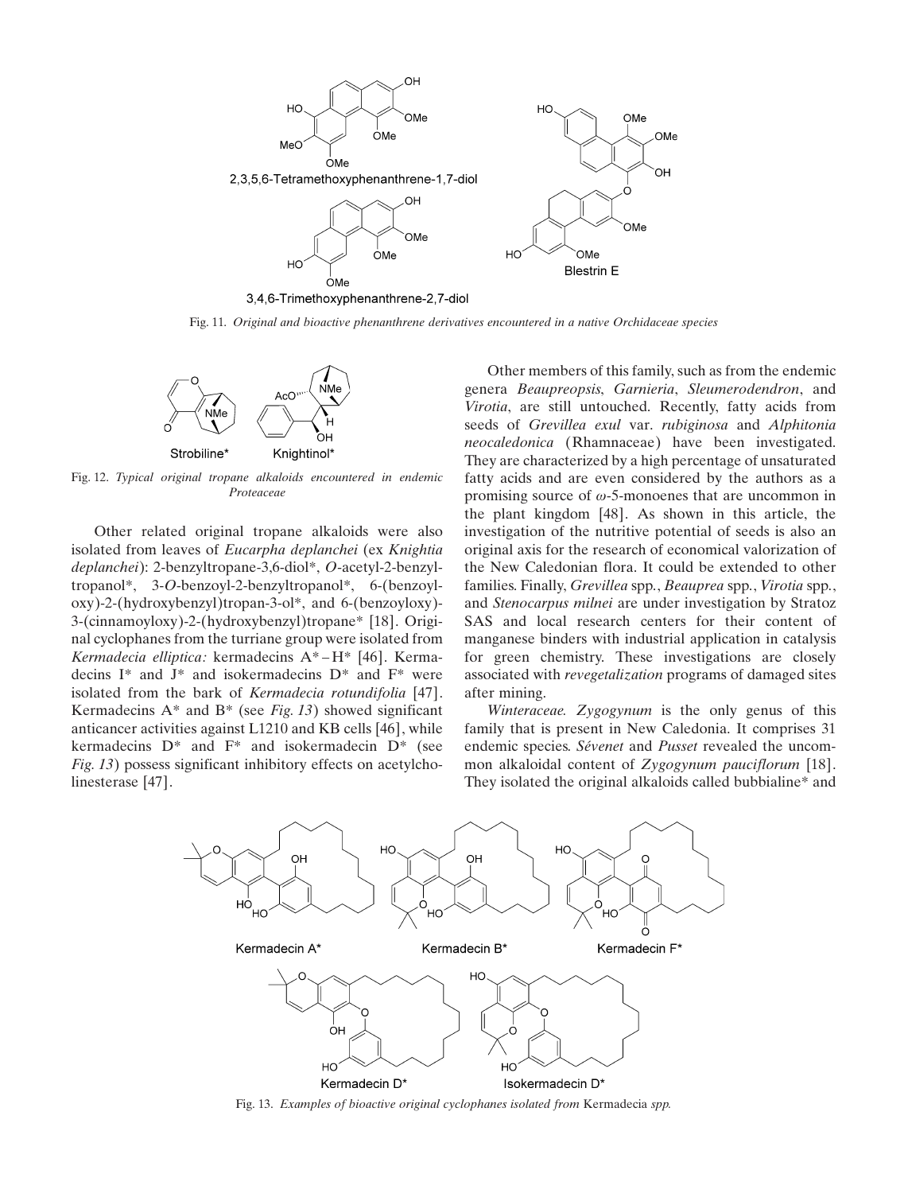Fig. 11. *Original and bioactive phenanthrene derivatives encountered in a native Orchidaceae species*

Fig. 12. *Typical original tropane alkaloids encountered in endemic Proteaceae*

Other related original tropane alkaloids were also isolated from leaves of *Eucarpha deplanchei* (ex *Knightia deplanchei*): 2-benzyltropane-3,6-diol*, *O*-acetyl-2-benzyltropanol*, 3-*O*-benzoyl-2-benzyltropanol*, 6-(benzoyloxy)-2-(hydroxybenzyl)tropan-3-ol*, and 6-(benzoyloxy)-3-(cinnamoyloxy)-2-(hydroxybenzyl)tropane* [18]. Original cyclophanes from the turriane group were isolated from *Kermadecia elliptica:* kermadecins A*–H* [46]. Kermadecins I* and J* and isokermadecins D* and F* were isolated from the bark of *Kermadecia rotundifolia* [47]. Kermadecins A* and B* (see *Fig. 13*) showed significant anticancer activities against L1210 and KB cells [46], while kermadecins D* and F* and isokermadecin D* (see *Fig. 13*) possess significant inhibitory effects on acetylcholinesterase [47].

Other members of this family, such as from the endemic genera *Beaupreopsis*, *Garnieria*, *Sleumerodendron*, and *Virotia*, are still untouched. Recently, fatty acids from seeds of *Grevillea exul* var. *rubiginosa* and *Alphitonia neocaledonica* (Rhamnaceae) have been investigated. They are characterized by a high percentage of unsaturated fatty acids and are even considered by the authors as a promising source of $\omega$-5-monoenes that are uncommon in the plant kingdom [48]. As shown in this article, the investigation of the nutritive potential of seeds is also an original axis for the research of economical valorization of the New Caledonian flora. It could be extended to other families. Finally, *Grevillea* spp., *Beauprea* spp., *Virotia* spp., and *Stenocarpus milnei* are under investigation by Stratoz SAS and local research centers for their content of manganese binders with industrial application in catalysis for green chemistry. These investigations are closely associated with *revegetalization* programs of damaged sites after mining.

*Winteraceae. Zygogynum* is the only genus of this family that is present in New Caledonia. It comprises 31 endemic species. *Sévenet* and *Pusset* revealed the uncommon alkaloidal content of *Zygogynum pauciflorum* [18]. They isolated the original alkaloids called bubbialine* and

Fig. 13. *Examples of bioactive original cyclophanes isolated from* Kermadecia *spp.*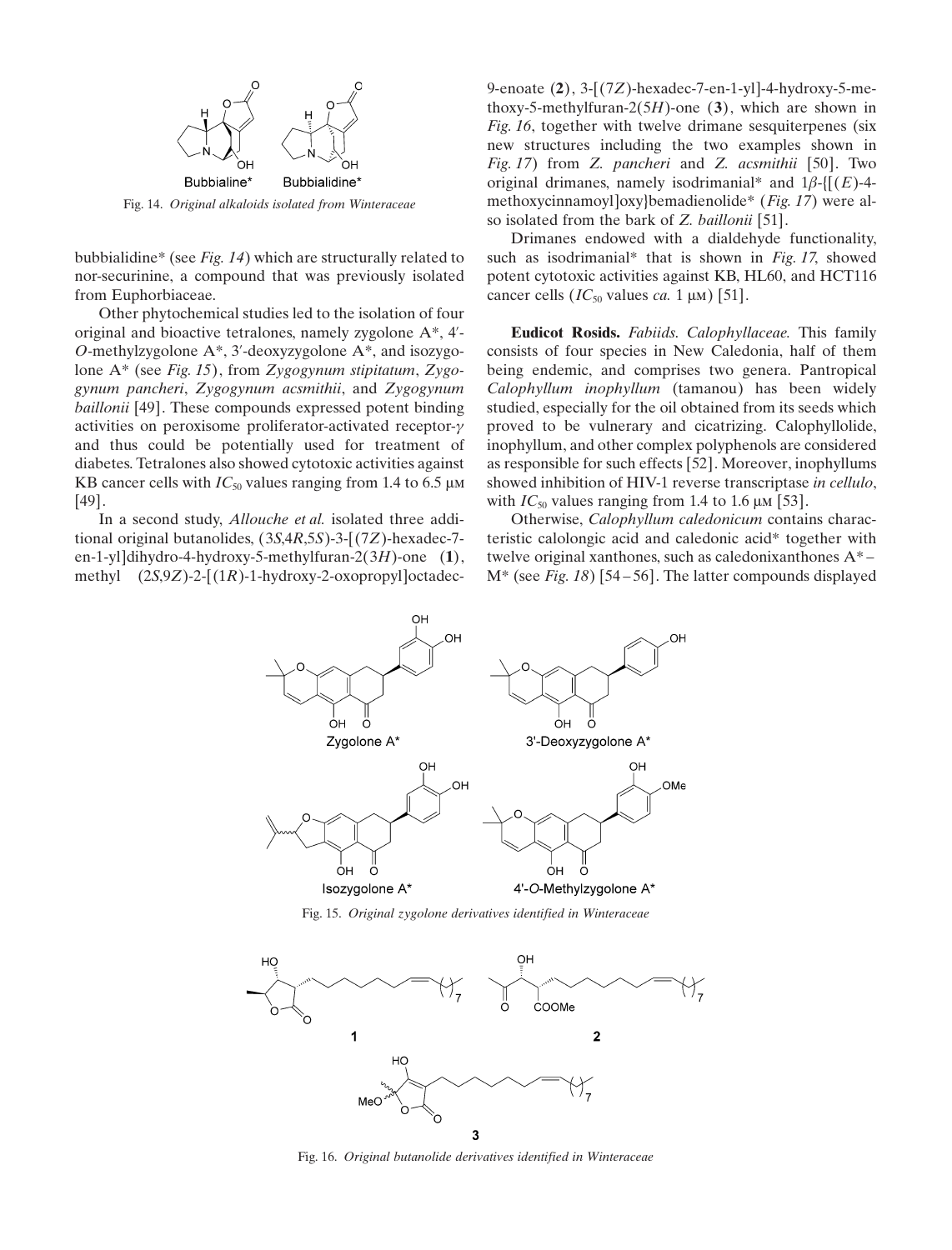Bubbialine* Bubbialidine*

Fig. 14. *Original alkaloids isolated from Winteraceae*

bubbialidine* (see *Fig. 14*) which are structurally related to nor-securinine, a compound that was previously isolated from Euphorbiaceae.

Other phytochemical studies led to the isolation of four original and bioactive tetralones, namely zygolone A*, 4′-*O*-methylzygolone A*, 3′-deoxyzygolone A*, and isozygolone A* (see *Fig. 15*), from *Zygogynum stipitatum*, *Zygogynum pancheri*, *Zygogynum acsmithii*, and *Zygogynum baillonii* [49]. These compounds expressed potent binding activities on peroxisome proliferator-activated receptor-$\gamma$ and thus could be potentially used for treatment of diabetes. Tetralones also showed cytotoxic activities against KB cancer cells with $IC_{50}$ values ranging from 1.4 to 6.5 μM [49].

In a second study, *Allouche et al.* isolated three additional original butanolides, (3*S*,4*R*,5*S*)-3-[(7*Z*)-hexadec-7-en-1-yl]dihydro-4-hydroxy-5-methylfuran-2(3*H*)-one (**1**), methyl (2*S*,9*Z*)-2-[(1*R*)-1-hydroxy-2-oxopropyl]octadec-9-enoate (**2**), 3-[(7*Z*)-hexadec-7-en-1-yl]-4-hydroxy-5-methoxy-5-methylfuran-2(5*H*)-one (**3**), which are shown in *Fig. 16*, together with twelve drimane sesquiterpenes (six new structures including the two examples shown in *Fig. 17*) from *Z. pancheri* and *Z. acsmithii* [50]. Two original drimanes, namely isodrimanial* and 1$\beta$-{[(*E*)-4-methoxycinnamoyl]oxy}bemadienolide* (*Fig. 17*) were also isolated from the bark of *Z. baillonii* [51].

Drimanes endowed with a dialdehyde functionality, such as isodrimanial* that is shown in *Fig. 17*, showed potent cytotoxic activities against KB, HL60, and HCT116 cancer cells ($IC_{50}$ values *ca.* 1 μM) [51].

**Eudicot Rosids.** *Fabiids. Calophyllaceae.* This family consists of four species in New Caledonia, half of them being endemic, and comprises two genera. Pantropical *Calophyllum inophyllum* (tamanou) has been widely studied, especially for the oil obtained from its seeds which proved to be vulnerary and cicatrizing. Calophyllolide, inophyllum, and other complex polyphenols are considered as responsible for such effects [52]. Moreover, inophyllums showed inhibition of HIV-1 reverse transcriptase *in cellulo*, with $IC_{50}$ values ranging from 1.4 to 1.6 μM [53].

Otherwise, *Calophyllum caledonicum* contains characteristic calolongic acid and caledonic acid* together with twelve original xanthones, such as caledonixanthones A*–M* (see *Fig. 18*) [54–56]. The latter compounds displayed

Zygolone A* 3′-Deoxyzygolone A* Isozygolone A* 4′-*O*-Methylzygolone A*

Fig. 15. *Original zygolone derivatives identified in Winteraceae*

**1** **2** **3**

Fig. 16. *Original butanolide derivatives identified in Winteraceae*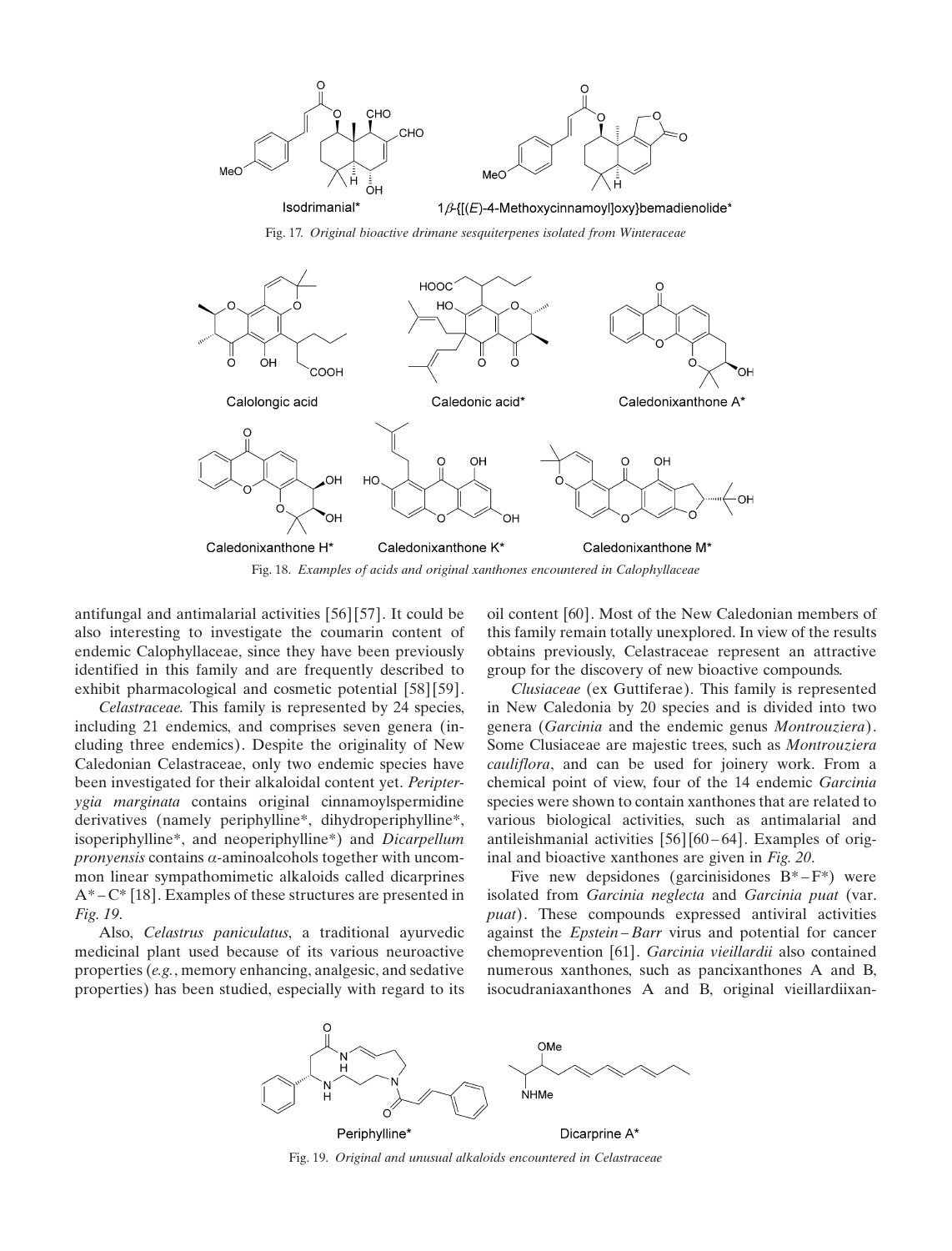Isodrimanial*

1β-{[(E)-4-Methoxycinnamoyl]oxy}bemadienolide*

Fig. 17. *Original bioactive drimane sesquiterpenes isolated from Winteraceae*

Calolongic acid

Caledonic acid*

Caledonixanthone A*

Caledonixanthone H*

Caledonixanthone K*

Caledonixanthone M*

Fig. 18. *Examples of acids and original xanthones encountered in Calophyllaceae*

antifungal and antimalarial activities [56][57]. It could be also interesting to investigate the coumarin content of endemic Calophyllaceae, since they have been previously identified in this family and are frequently described to exhibit pharmacological and cosmetic potential [58][59].

*Celastraceae.* This family is represented by 24 species, including 21 endemics, and comprises seven genera (including three endemics). Despite the originality of New Caledonian Celastraceae, only two endemic species have been investigated for their alkaloidal content yet. *Peripterygia marginata* contains original cinnamoylspermidine derivatives (namely periphylline*, dihydroperiphylline*, isoperiphylline*, and neoperiphylline*) and *Dicarpellum pronyensis* contains α-aminoalcohols together with uncommon linear sympathomimetic alkaloids called dicarprines A* – C* [18]. Examples of these structures are presented in *Fig. 19*.

Also, *Celastrus paniculatus*, a traditional ayurvedic medicinal plant used because of its various neuroactive properties (*e.g.*, memory enhancing, analgesic, and sedative properties) has been studied, especially with regard to its oil content [60]. Most of the New Caledonian members of this family remain totally unexplored. In view of the results obtains previously, Celastraceae represent an attractive group for the discovery of new bioactive compounds.

*Clusiaceae* (ex Guttiferae). This family is represented in New Caledonia by 20 species and is divided into two genera (*Garcinia* and the endemic genus *Montrouziera*). Some Clusiaceae are majestic trees, such as *Montrouziera cauliflora*, and can be used for joinery work. From a chemical point of view, four of the 14 endemic *Garcinia* species were shown to contain xanthones that are related to various biological activities, such as antimalarial and antileishmanial activities [56][60 – 64]. Examples of original and bioactive xanthones are given in *Fig. 20*.

Five new depsidones (garcinisidones B* – F*) were isolated from *Garcinia neglecta* and *Garcinia puat* (var. *puat*). These compounds expressed antiviral activities against the *Epstein – Barr* virus and potential for cancer chemoprevention [61]. *Garcinia vieillardii* also contained numerous xanthones, such as pancixanthones A and B, isocudraniaxanthones A and B, original vieillardiixan-

Periphylline*

Dicarprine A*

Fig. 19. *Original and unusual alkaloids encountered in Celastraceae*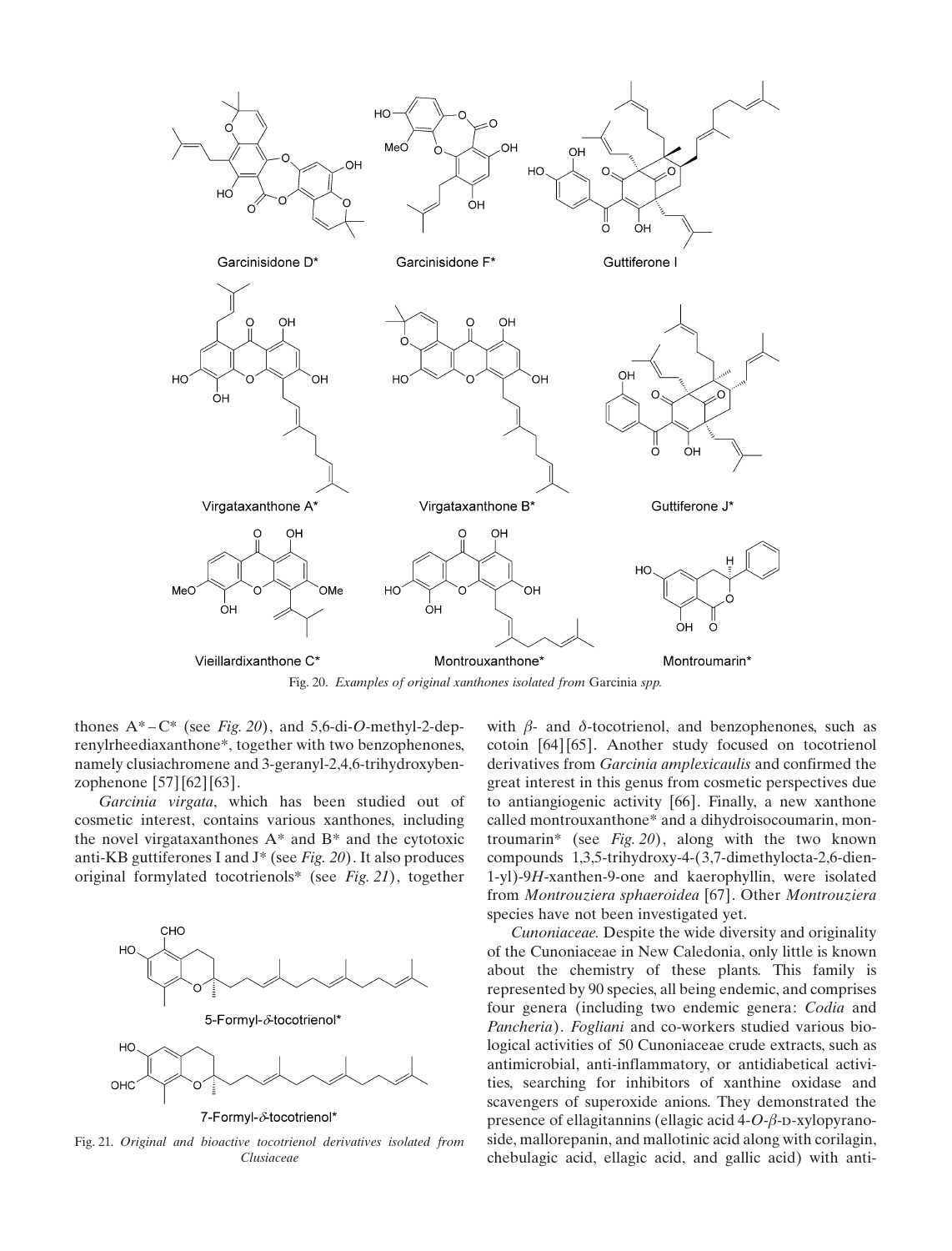Garcinisidone D*

Garcinisidone F*

Guttiferone I

Virgataxanthone A*

Virgataxanthone B*

Guttiferone J*

Vieillardixanthone C*

Montrouxanthone*

Montroumarin*

Fig. 20. *Examples of original xanthones isolated from* Garcinia *spp.*

thones A* – C* (see *Fig. 20*), and 5,6-di-*O*-methyl-2-deprenylrheediaxanthone*, together with two benzophenones, namely clusiachromene and 3-geranyl-2,4,6-trihydroxybenzophenone [57][62][63].

*Garcinia virgata*, which has been studied out of cosmetic interest, contains various xanthones, including the novel virgataxanthones A* and B* and the cytotoxic anti-KB guttiferones I and J* (see *Fig. 20*). It also produces original formylated tocotrienols* (see *Fig. 21*), together with *β*- and *δ*-tocotrienol, and benzophenones, such as cotoin [64][65]. Another study focused on tocotrienol derivatives from *Garcinia amplexicaulis* and confirmed the great interest in this genus from cosmetic perspectives due to antiangiogenic activity [66]. Finally, a new xanthone called montrouxanthone* and a dihydroisocoumarin, montroumarin* (see *Fig. 20*), along with the two known compounds 1,3,5-trihydroxy-4-(3,7-dimethylocta-2,6-dien-1-yl)-9*H*-xanthen-9-one and kaerophyllin, were isolated from *Montrouziera sphaeroidea* [67]. Other *Montrouziera* species have not been investigated yet.

5-Formyl-*δ*-tocotrienol*

7-Formyl-*δ*-tocotrienol*

Fig. 21. *Original and bioactive tocotrienol derivatives isolated from Clusiaceae*

*Cunoniaceae*. Despite the wide diversity and originality of the Cunoniaceae in New Caledonia, only little is known about the chemistry of these plants. This family is represented by 90 species, all being endemic, and comprises four genera (including two endemic genera: *Codia* and *Pancheria*). *Fogliani* and co-workers studied various biological activities of 50 Cunoniaceae crude extracts, such as antimicrobial, anti-inflammatory, or antidiabetical activities, searching for inhibitors of xanthine oxidase and scavengers of superoxide anions. They demonstrated the presence of ellagitannins (ellagic acid 4-*O*-*β*-D-xylopyranoside, mallorepanin, and mallotinic acid along with corilagin, chebulagic acid, ellagic acid, and gallic acid) with anti-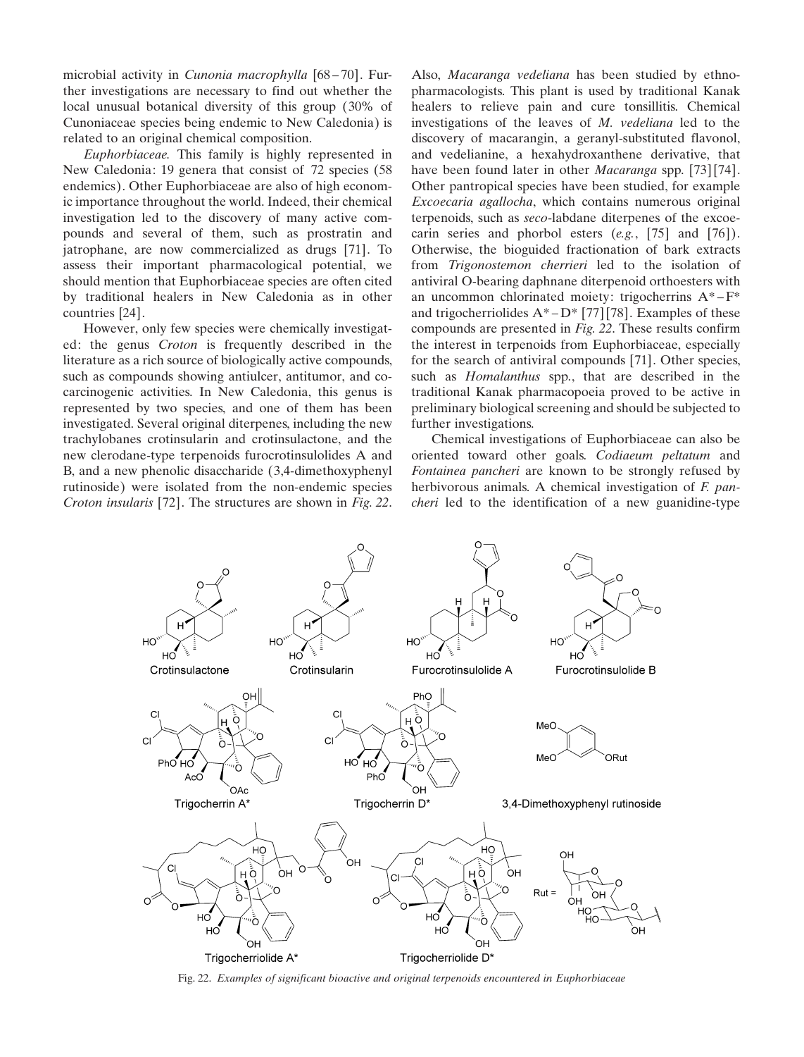microbial activity in *Cunonia macrophylla* [68–70]. Further investigations are necessary to find out whether the local unusual botanical diversity of this group (30% of Cunoniaceae species being endemic to New Caledonia) is related to an original chemical composition.

*Euphorbiaceae.* This family is highly represented in New Caledonia: 19 genera that consist of 72 species (58 endemics). Other Euphorbiaceae are also of high economic importance throughout the world. Indeed, their chemical investigation led to the discovery of many active compounds and several of them, such as prostratin and jatrophane, are now commercialized as drugs [71]. To assess their important pharmacological potential, we should mention that Euphorbiaceae species are often cited by traditional healers in New Caledonia as in other countries [24].

However, only few species were chemically investigated: the genus *Croton* is frequently described in the literature as a rich source of biologically active compounds, such as compounds showing antiulcer, antitumor, and cocarcinogenic activities. In New Caledonia, this genus is represented by two species, and one of them has been investigated. Several original diterpenes, including the new trachylobanes crotinsularin and crotinsulactone, and the new clerodane-type terpenoids furocrotinsulolides A and B, and a new phenolic disaccharide (3,4-dimethoxyphenyl rutinoside) were isolated from the non-endemic species *Croton insularis* [72]. The structures are shown in *Fig. 22*.

Also, *Macaranga vedeliana* has been studied by ethnopharmacologists. This plant is used by traditional Kanak healers to relieve pain and cure tonsillitis. Chemical investigations of the leaves of *M. vedeliana* led to the discovery of macarangin, a geranyl-substituted flavonol, and vedelianine, a hexahydroxanthene derivative, that have been found later in other *Macaranga* spp. [73][74]. Other pantropical species have been studied, for example *Excoecaria agallocha*, which contains numerous original terpenoids, such as *seco*-labdane diterpenes of the excoecarin series and phorbol esters (*e.g.*, [75] and [76]). Otherwise, the bioguided fractionation of bark extracts from *Trigonostemon cherrieri* led to the isolation of antiviral O-bearing daphnane diterpenoid orthoesters with an uncommon chlorinated moiety: trigocherrins A*–F* and trigocherriolides A*–D* [77][78]. Examples of these compounds are presented in *Fig. 22*. These results confirm the interest in terpenoids from Euphorbiaceae, especially for the search of antiviral compounds [71]. Other species, such as *Homalanthus* spp., that are described in the traditional Kanak pharmacopoeia proved to be active in preliminary biological screening and should be subjected to further investigations.

Chemical investigations of Euphorbiaceae can also be oriented toward other goals. *Codiaeum peltatum* and *Fontainea pancheri* are known to be strongly refused by herbivorous animals. A chemical investigation of *F. pancheri* led to the identification of a new guanidine-type

Crotinsulactone, Crotinsularin, Furocrotinsulolide A, Furocrotinsulolide B, Trigocherrin A*, Trigocherrin D*, 3,4-Dimethoxyphenyl rutinoside, Trigocherriolide A*, Trigocherriolide D*

Fig. 22. *Examples of significant bioactive and original terpenoids encountered in Euphorbiaceae*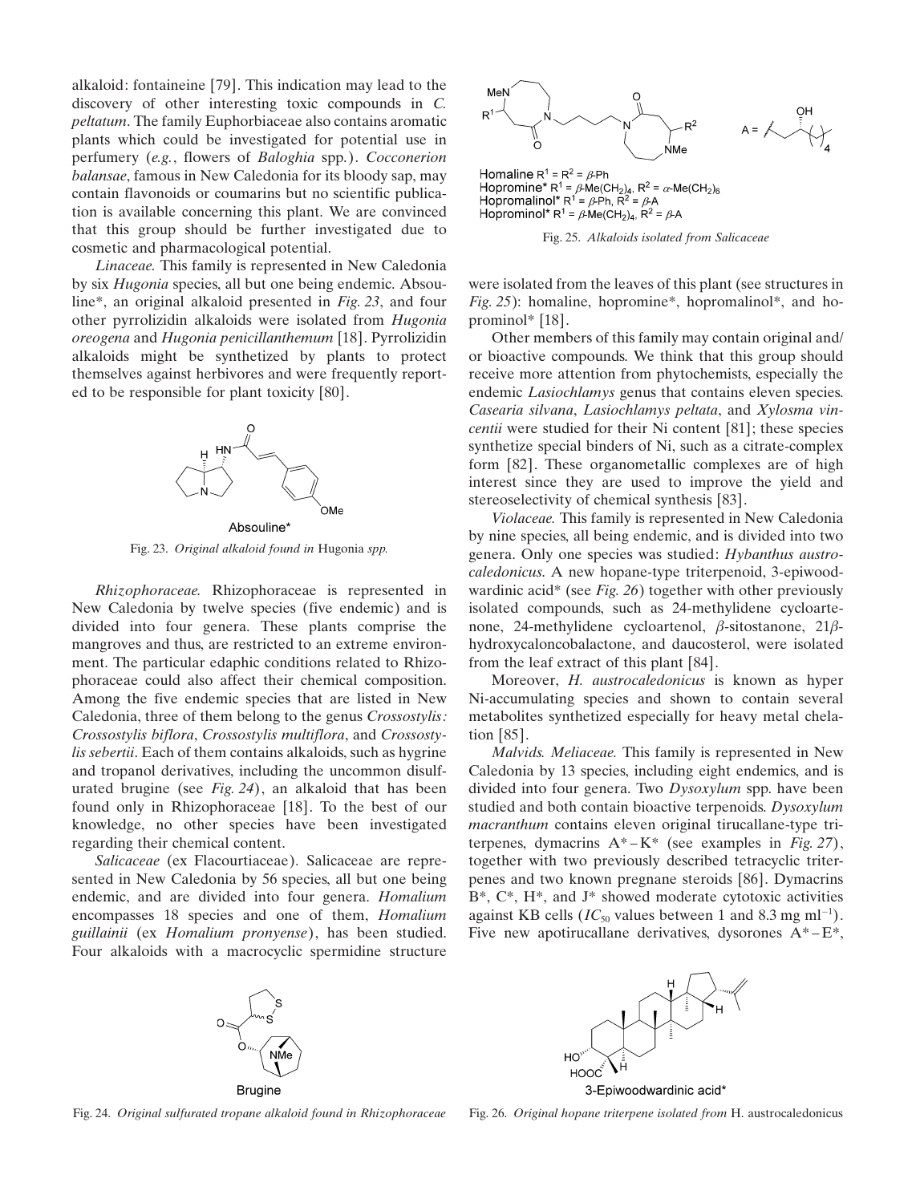alkaloid: fontaineine [79]. This indication may lead to the discovery of other interesting toxic compounds in *C. peltatum*. The family Euphorbiaceae also contains aromatic plants which could be investigated for potential use in perfumery (*e.g.*, flowers of *Baloghia* spp.). *Cocconerion balansae*, famous in New Caledonia for its bloody sap, may contain flavonoids or coumarins but no scientific publication is available concerning this plant. We are convinced that this group should be further investigated due to cosmetic and pharmacological potential.

*Linaceae.* This family is represented in New Caledonia by six *Hugonia* species, all but one being endemic. Absouline*, an original alkaloid presented in *Fig. 23*, and four other pyrrolizidin alkaloids were isolated from *Hugonia oreogena* and *Hugonia penicillanthemum* [18]. Pyrrolizidin alkaloids might be synthetized by plants to protect themselves against herbivores and were frequently reported to be responsible for plant toxicity [80].

Absouline*

Fig. 23. *Original alkaloid found in* Hugonia *spp.*

*Rhizophoraceae.* Rhizophoraceae is represented in New Caledonia by twelve species (five endemic) and is divided into four genera. These plants comprise the mangroves and thus, are restricted to an extreme environment. The particular edaphic conditions related to Rhizophoraceae could also affect their chemical composition. Among the five endemic species that are listed in New Caledonia, three of them belong to the genus *Crossostylis: Crossostylis biflora*, *Crossostylis multiflora*, and *Crossostylis sebertii*. Each of them contains alkaloids, such as hygrine and tropanol derivatives, including the uncommon disulfurated brugine (see *Fig. 24*), an alkaloid that has been found only in Rhizophoraceae [18]. To the best of our knowledge, no other species have been investigated regarding their chemical content.

*Salicaceae* (ex Flacourtiaceae). Salicaceae are represented in New Caledonia by 56 species, all but one being endemic, and are divided into four genera. *Homalium* encompasses 18 species and one of them, *Homalium guillainii* (ex *Homalium pronyense*), has been studied. Four alkaloids with a macrocyclic spermidine structure were isolated from the leaves of this plant (see structures in *Fig. 25*): homaline, hopromine*, hopromalinol*, and hoprominol* [18].

Homaline $R^1 = R^2 = \beta$-Ph
Hopromine* $R^1 = \beta$-Me(CH$_2$)$_4$, $R^2 = \alpha$-Me(CH$_2$)$_6$
Hopromalinol* $R^1 = \beta$-Ph, $R^2 = \beta$-A
Hoprominol* $R^1 = \beta$-Me(CH$_2$)$_4$, $R^2 = \beta$-A

Fig. 25. *Alkaloids isolated from Salicaceae*

Other members of this family may contain original and/or bioactive compounds. We think that this group should receive more attention from phytochemists, especially the endemic *Lasiochlamys* genus that contains eleven species. *Casearia silvana*, *Lasiochlamys peltata*, and *Xylosma vincentii* were studied for their Ni content [81]; these species synthetize special binders of Ni, such as a citrate-complex form [82]. These organometallic complexes are of high interest since they are used to improve the yield and stereoselectivity of chemical synthesis [83].

*Violaceae.* This family is represented in New Caledonia by nine species, all being endemic, and is divided into two genera. Only one species was studied: *Hybanthus austrocaledonicus*. A new hopane-type triterpenoid, 3-epiwoodwardinic acid* (see *Fig. 26*) together with other previously isolated compounds, such as 24-methylidene cycloartenone, 24-methylidene cycloartenol, $\beta$-sitostanone, 21$\beta$-hydroxycaloncobalactone, and daucosterol, were isolated from the leaf extract of this plant [84].

Moreover, *H. austrocaledonicus* is known as hyper Ni-accumulating species and shown to contain several metabolites synthetized especially for heavy metal chelation [85].

*Malvids. Meliaceae.* This family is represented in New Caledonia by 13 species, including eight endemics, and is divided into four genera. Two *Dysoxylum* spp. have been studied and both contain bioactive terpenoids. *Dysoxylum macranthum* contains eleven original tirucallane-type triterpenes, dymacrins A*–K* (see examples in *Fig. 27*), together with two previously described tetracyclic triterpenes and two known pregnane steroids [86]. Dymacrins B*, C*, H*, and J* showed moderate cytotoxic activities against KB cells ($IC_{50}$ values between 1 and 8.3 mg ml$^{-1}$). Five new apotirucallane derivatives, dysorones A*–E*,

Brugine

Fig. 24. *Original sulfurated tropane alkaloid found in Rhizophoraceae*

3-Epiwoodwardinic acid*

Fig. 26. *Original hopane triterpene isolated from* H. austrocaledonicus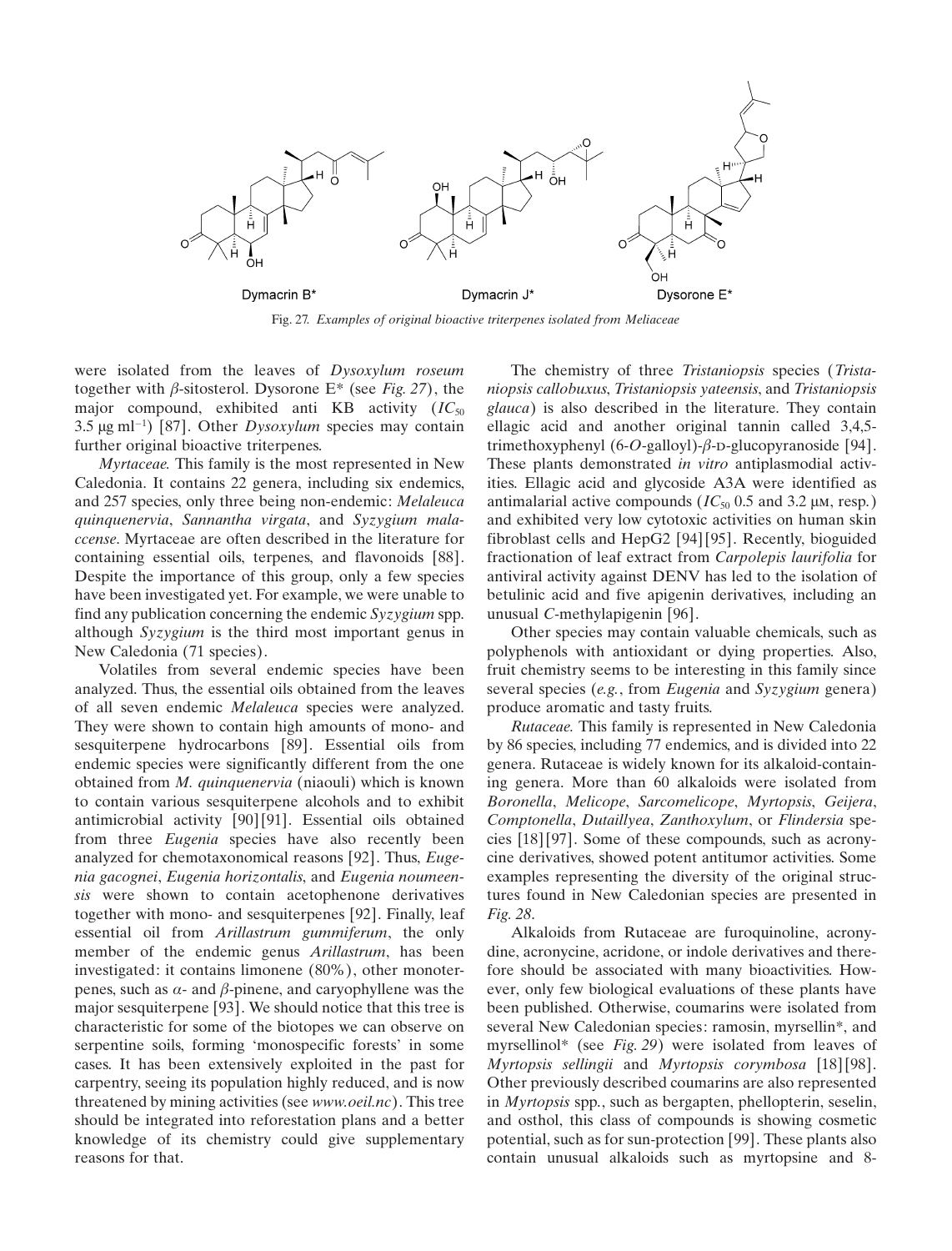Dymacrin B*

Dymacrin J*

Dysorone E*

Fig. 27. *Examples of original bioactive triterpenes isolated from Meliaceae*

were isolated from the leaves of *Dysoxylum roseum* together with *β*-sitosterol. Dysorone E* (see *Fig. 27*), the major compound, exhibited anti KB activity ($IC_{50}$ 3.5 μg ml$^{-1}$) [87]. Other *Dysoxylum* species may contain further original bioactive triterpenes.

*Myrtaceae.* This family is the most represented in New Caledonia. It contains 22 genera, including six endemics, and 257 species, only three being non-endemic: *Melaleuca quinquenervia*, *Sannantha virgata*, and *Syzygium malaccense*. Myrtaceae are often described in the literature for containing essential oils, terpenes, and flavonoids [88]. Despite the importance of this group, only a few species have been investigated yet. For example, we were unable to find any publication concerning the endemic *Syzygium* spp. although *Syzygium* is the third most important genus in New Caledonia (71 species).

Volatiles from several endemic species have been analyzed. Thus, the essential oils obtained from the leaves of all seven endemic *Melaleuca* species were analyzed. They were shown to contain high amounts of mono- and sesquiterpene hydrocarbons [89]. Essential oils from endemic species were significantly different from the one obtained from *M. quinquenervia* (niaouli) which is known to contain various sesquiterpene alcohols and to exhibit antimicrobial activity [90][91]. Essential oils obtained from three *Eugenia* species have also recently been analyzed for chemotaxonomical reasons [92]. Thus, *Eugenia gacognei*, *Eugenia horizontalis*, and *Eugenia noumeensis* were shown to contain acetophenone derivatives together with mono- and sesquiterpenes [92]. Finally, leaf essential oil from *Arillastrum gummiferum*, the only member of the endemic genus *Arillastrum*, has been investigated: it contains limonene (80%), other monoterpenes, such as *α*- and *β*-pinene, and caryophyllene was the major sesquiterpene [93]. We should notice that this tree is characteristic for some of the biotopes we can observe on serpentine soils, forming 'monospecific forests' in some cases. It has been extensively exploited in the past for carpentry, seeing its population highly reduced, and is now threatened by mining activities (see *www.oeil.nc*). This tree should be integrated into reforestation plans and a better knowledge of its chemistry could give supplementary reasons for that.

The chemistry of three *Tristaniopsis* species (*Tristaniopsis callobuxus*, *Tristaniopsis yateensis*, and *Tristaniopsis glauca*) is also described in the literature. They contain ellagic acid and another original tannin called 3,4,5-trimethoxyphenyl (6-*O*-galloyl)-*β*-D-glucopyranoside [94]. These plants demonstrated *in vitro* antiplasmodial activities. Ellagic acid and glycoside A3A were identified as antimalarial active compounds ($IC_{50}$ 0.5 and 3.2 μM, resp.) and exhibited very low cytotoxic activities on human skin fibroblast cells and HepG2 [94][95]. Recently, bioguided fractionation of leaf extract from *Carpolepis laurifolia* for antiviral activity against DENV has led to the isolation of betulinic acid and five apigenin derivatives, including an unusual *C*-methylapigenin [96].

Other species may contain valuable chemicals, such as polyphenols with antioxidant or dying properties. Also, fruit chemistry seems to be interesting in this family since several species (*e.g.*, from *Eugenia* and *Syzygium* genera) produce aromatic and tasty fruits.

*Rutaceae.* This family is represented in New Caledonia by 86 species, including 77 endemics, and is divided into 22 genera. Rutaceae is widely known for its alkaloid-containing genera. More than 60 alkaloids were isolated from *Boronella*, *Melicope*, *Sarcomelicope*, *Myrtopsis*, *Geijera*, *Comptonella*, *Dutaillyea*, *Zanthoxylum*, or *Flindersia* species [18][97]. Some of these compounds, such as acronycine derivatives, showed potent antitumor activities. Some examples representing the diversity of the original structures found in New Caledonian species are presented in *Fig. 28*.

Alkaloids from Rutaceae are furoquinoline, acronydine, acronycine, acridone, or indole derivatives and therefore should be associated with many bioactivities. However, only few biological evaluations of these plants have been published. Otherwise, coumarins were isolated from several New Caledonian species: ramosin, myrsellin*, and myrsellinol* (see *Fig. 29*) were isolated from leaves of *Myrtopsis sellingii* and *Myrtopsis corymbosa* [18][98]. Other previously described coumarins are also represented in *Myrtopsis* spp., such as bergapten, phellopterin, seselin, and osthol, this class of compounds is showing cosmetic potential, such as for sun-protection [99]. These plants also contain unusual alkaloids such as myrtopsine and 8-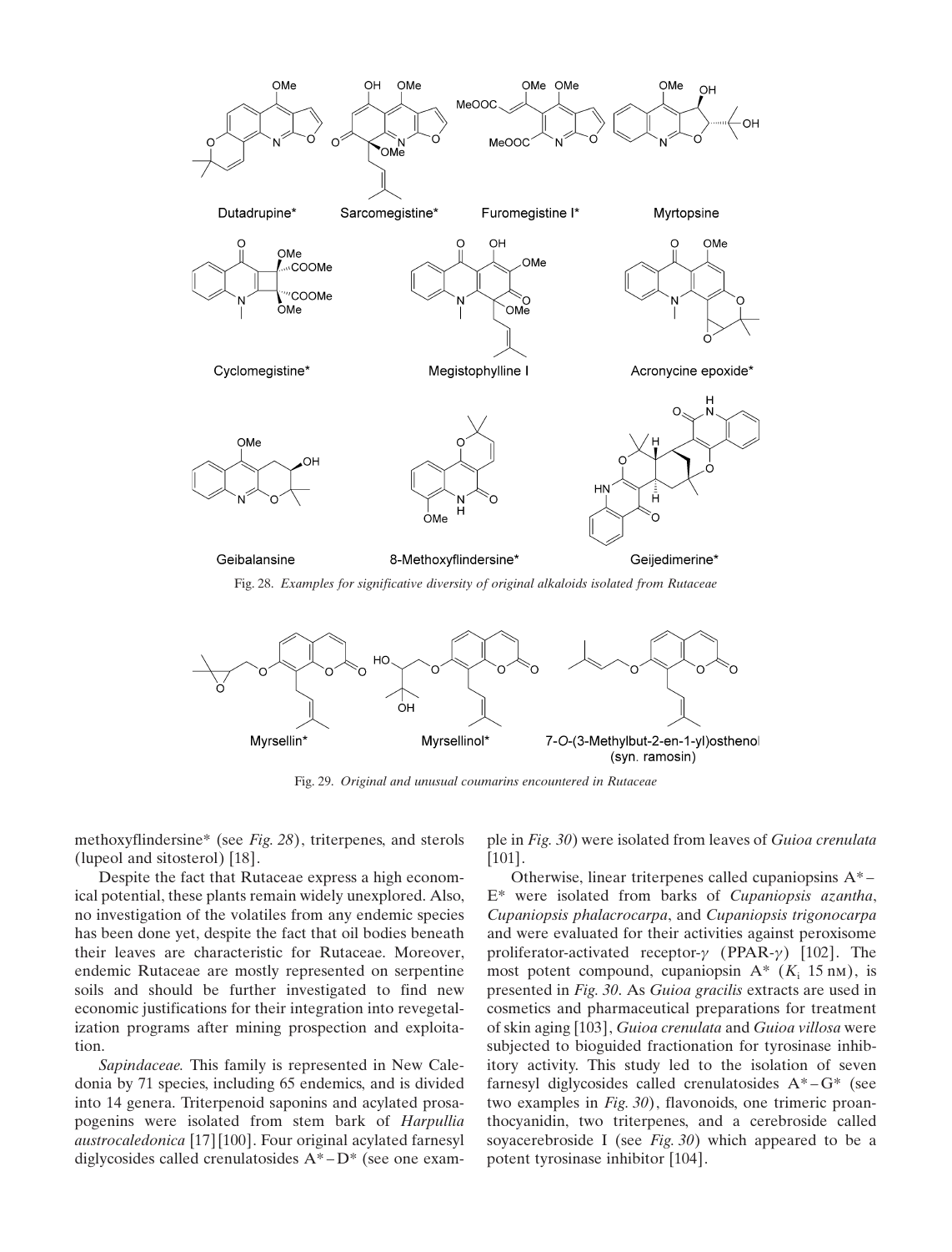Fig. 28. *Examples for significative diversity of original alkaloids isolated from Rutaceae*

Fig. 29. *Original and unusual coumarins encountered in Rutaceae*

methoxyflindersine* (see *Fig. 28*), triterpenes, and sterols (lupeol and sitosterol) [18].

Despite the fact that Rutaceae express a high economical potential, these plants remain widely unexplored. Also, no investigation of the volatiles from any endemic species has been done yet, despite the fact that oil bodies beneath their leaves are characteristic for Rutaceae. Moreover, endemic Rutaceae are mostly represented on serpentine soils and should be further investigated to find new economic justifications for their integration into revegetalization programs after mining prospection and exploitation.

*Sapindaceae.* This family is represented in New Caledonia by 71 species, including 65 endemics, and is divided into 14 genera. Triterpenoid saponins and acylated prosapogenins were isolated from stem bark of *Harpullia austrocaledonica* [17][100]. Four original acylated farnesyl diglycosides called crenulatosides A*–D* (see one example in *Fig. 30*) were isolated from leaves of *Guioa crenulata* [101].

Otherwise, linear triterpenes called cupaniopsins A*–E* were isolated from barks of *Cupaniopsis azantha*, *Cupaniopsis phalacrocarpa*, and *Cupaniopsis trigonocarpa* and were evaluated for their activities against peroxisome proliferator-activated receptor-$\gamma$ (PPAR-$\gamma$) [102]. The most potent compound, cupaniopsin A* ($K_i$ 15 nM), is presented in *Fig. 30*. As *Guioa gracilis* extracts are used in cosmetics and pharmaceutical preparations for treatment of skin aging [103], *Guioa crenulata* and *Guioa villosa* were subjected to bioguided fractionation for tyrosinase inhibitory activity. This study led to the isolation of seven farnesyl diglycosides called crenulatosides A*–G* (see two examples in *Fig. 30*), flavonoids, one trimeric proanthocyanidin, two triterpenes, and a cerebroside called soyacerebroside I (see *Fig. 30*) which appeared to be a potent tyrosinase inhibitor [104].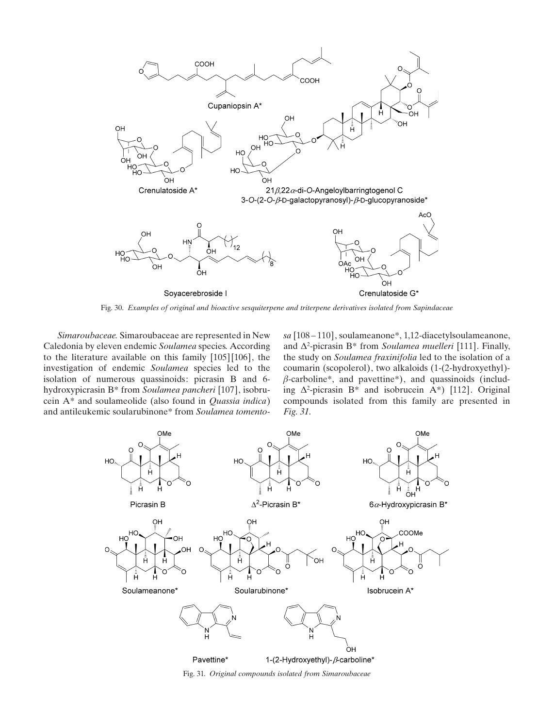Fig. 30. *Examples of original and bioactive sesquiterpene and triterpene derivatives isolated from Sapindaceae*

*Simaroubaceae.* Simaroubaceae are represented in New Caledonia by eleven endemic *Soulamea* species. According to the literature available on this family [105][106], the investigation of endemic *Soulamea* species led to the isolation of numerous quassinoids: picrasin B and 6-hydroxypicrasin B* from *Soulamea pancheri* [107], isobrucein A* and soulameolide (also found in *Quassia indica*) and antileukemic soularubinone* from *Soulamea tomentosa* [108–110], soulameanone*, 1,12-diacetylsoulameanone, and $\Delta^2$-picrasin B* from *Soulamea muelleri* [111]. Finally, the study on *Soulamea fraxinifolia* led to the isolation of a coumarin (scopolerol), two alkaloids (1-(2-hydroxyethyl)-$\beta$-carboline*, and pavettine*), and quassinoids (including $\Delta^2$-picrasin B* and isobrucein A*) [112]. Original compounds isolated from this family are presented in *Fig. 31*.

Fig. 31. *Original compounds isolated from Simaroubaceae*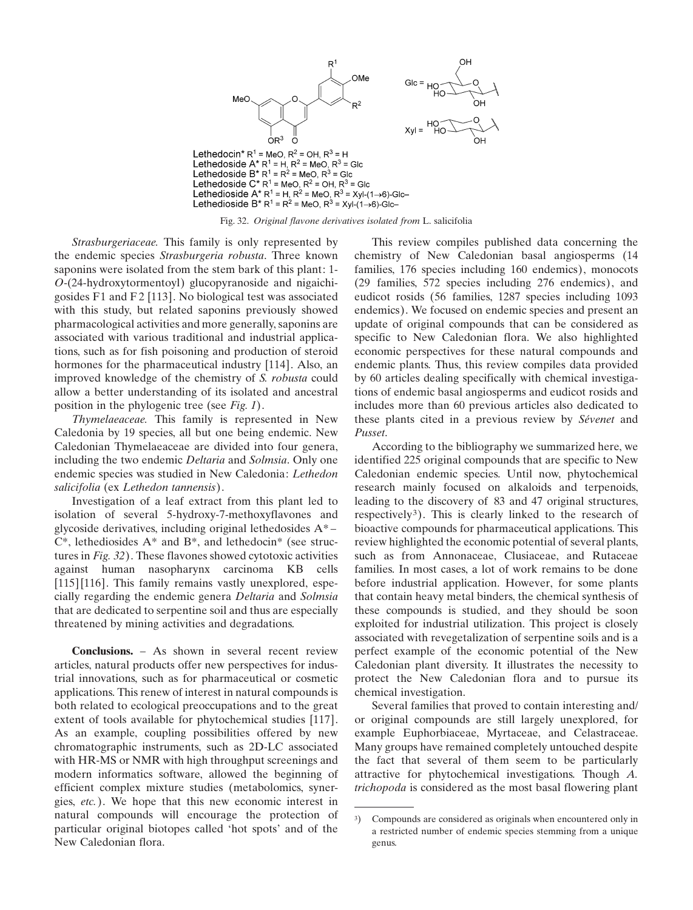Lethedocin* $R^1$ = MeO, $R^2$ = OH, $R^3$ = H
Lethedoside A* $R^1$ = H, $R^2$ = MeO, $R^3$ = Glc
Lethedoside B* $R^1$ = $R^2$ = MeO, $R^3$ = Glc
Lethedoside C* $R^1$ = MeO, $R^2$ = OH, $R^3$ = Glc
Lethedioside A* $R^1$ = H, $R^2$ = MeO, $R^3$ = Xyl-(1→6)-Glc–
Lethedioside B* $R^1$ = $R^2$ = MeO, $R^3$ = Xyl-(1→6)-Glc–

Fig. 32. *Original flavone derivatives isolated from* L. salicifolia

*Strasburgeriaceae.* This family is only represented by the endemic species *Strasburgeria robusta*. Three known saponins were isolated from the stem bark of this plant: 1-*O*-(24-hydroxytormentoyl) glucopyranoside and nigaichigosides F1 and F2 [113]. No biological test was associated with this study, but related saponins previously showed pharmacological activities and more generally, saponins are associated with various traditional and industrial applications, such as for fish poisoning and production of steroid hormones for the pharmaceutical industry [114]. Also, an improved knowledge of the chemistry of *S. robusta* could allow a better understanding of its isolated and ancestral position in the phylogenic tree (see *Fig. 1*).

*Thymelaeaceae.* This family is represented in New Caledonia by 19 species, all but one being endemic. New Caledonian Thymelaeaceae are divided into four genera, including the two endemic *Deltaria* and *Solmsia*. Only one endemic species was studied in New Caledonia: *Lethedon salicifolia* (ex *Lethedon tannensis*).

Investigation of a leaf extract from this plant led to isolation of several 5-hydroxy-7-methoxyflavones and glycoside derivatives, including original lethedosides A*–C*, lethediosides A* and B*, and lethedocin* (see structures in *Fig. 32*). These flavones showed cytotoxic activities against human nasopharynx carcinoma KB cells [115][116]. This family remains vastly unexplored, especially regarding the endemic genera *Deltaria* and *Solmsia* that are dedicated to serpentine soil and thus are especially threatened by mining activities and degradations.

**Conclusions.** – As shown in several recent review articles, natural products offer new perspectives for industrial innovations, such as for pharmaceutical or cosmetic applications. This renew of interest in natural compounds is both related to ecological preoccupations and to the great extent of tools available for phytochemical studies [117]. As an example, coupling possibilities offered by new chromatographic instruments, such as 2D-LC associated with HR-MS or NMR with high throughput screenings and modern informatics software, allowed the beginning of efficient complex mixture studies (metabolomics, synergies, *etc.*). We hope that this new economic interest in natural compounds will encourage the protection of particular original biotopes called 'hot spots' and of the New Caledonian flora.

This review compiles published data concerning the chemistry of New Caledonian basal angiosperms (14 families, 176 species including 160 endemics), monocots (29 families, 572 species including 276 endemics), and eudicot rosids (56 families, 1287 species including 1093 endemics). We focused on endemic species and present an update of original compounds that can be considered as specific to New Caledonian flora. We also highlighted economic perspectives for these natural compounds and endemic plants. Thus, this review compiles data provided by 60 articles dealing specifically with chemical investigations of endemic basal angiosperms and eudicot rosids and includes more than 60 previous articles also dedicated to these plants cited in a previous review by *Sévenet* and *Pusset*.

According to the bibliography we summarized here, we identified 225 original compounds that are specific to New Caledonian endemic species. Until now, phytochemical research mainly focused on alkaloids and terpenoids, leading to the discovery of 83 and 47 original structures, respectively[3]). This is clearly linked to the research of bioactive compounds for pharmaceutical applications. This review highlighted the economic potential of several plants, such as from Annonaceae, Clusiaceae, and Rutaceae families. In most cases, a lot of work remains to be done before industrial application. However, for some plants that contain heavy metal binders, the chemical synthesis of these compounds is studied, and they should be soon exploited for industrial utilization. This project is closely associated with revegetalization of serpentine soils and is a perfect example of the economic potential of the New Caledonian plant diversity. It illustrates the necessity to protect the New Caledonian flora and to pursue its chemical investigation.

Several families that proved to contain interesting and/or original compounds are still largely unexplored, for example Euphorbiaceae, Myrtaceae, and Celastraceae. Many groups have remained completely untouched despite the fact that several of them seem to be particularly attractive for phytochemical investigations. Though *A. trichopoda* is considered as the most basal flowering plant

---

[3]) Compounds are considered as originals when encountered only in a restricted number of endemic species stemming from a unique genus.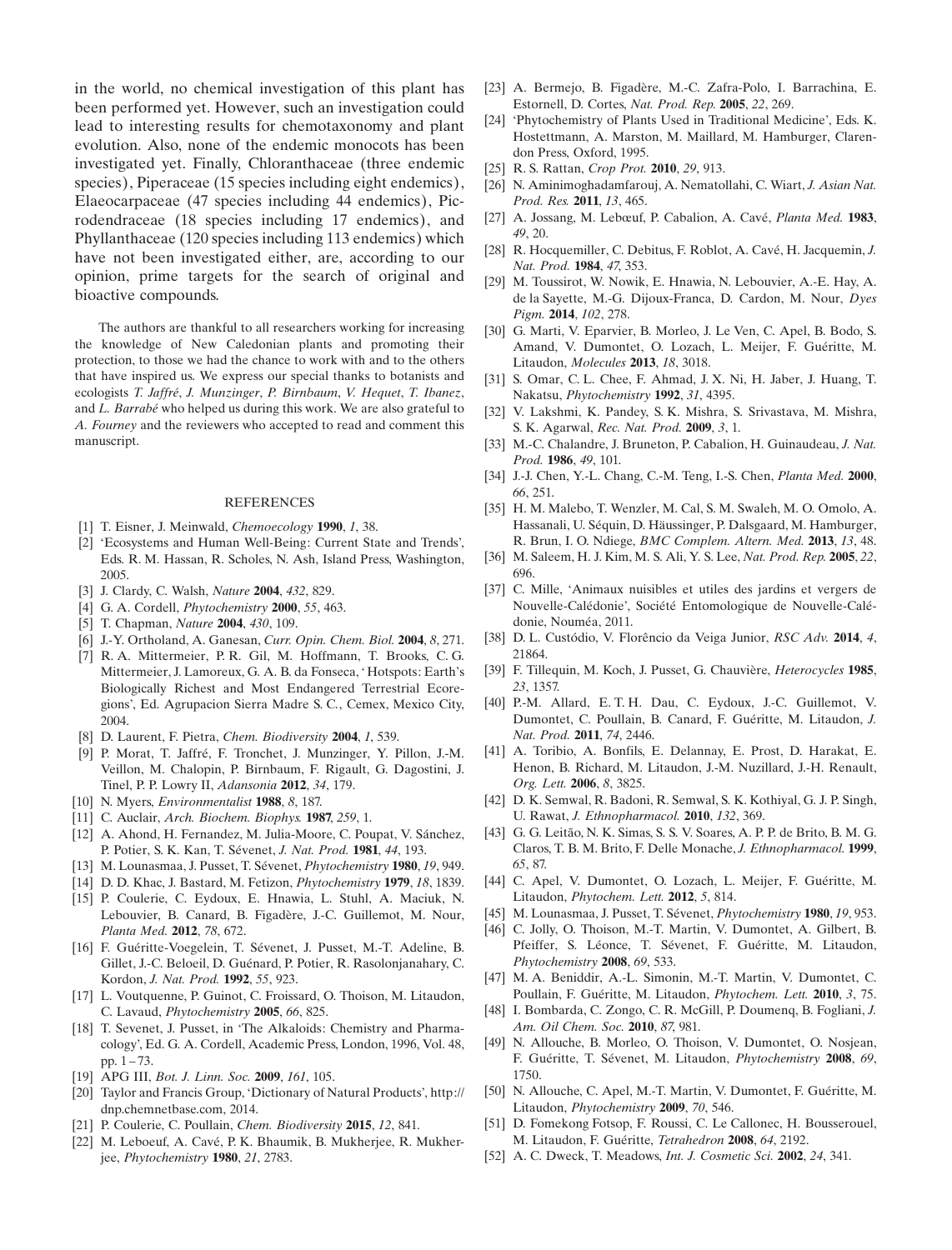in the world, no chemical investigation of this plant has been performed yet. However, such an investigation could lead to interesting results for chemotaxonomy and plant evolution. Also, none of the endemic monocots has been investigated yet. Finally, Chloranthaceae (three endemic species), Piperaceae (15 species including eight endemics), Elaeocarpaceae (47 species including 44 endemics), Picrodendraceae (18 species including 17 endemics), and Phyllanthaceae (120 species including 113 endemics) which have not been investigated either, are, according to our opinion, prime targets for the search of original and bioactive compounds.

The authors are thankful to all researchers working for increasing the knowledge of New Caledonian plants and promoting their protection, to those we had the chance to work with and to the others that have inspired us. We express our special thanks to botanists and ecologists *T. Jaffré*, *J. Munzinger*, *P. Birnbaum*, *V. Hequet*, *T. Ibanez*, and *L. Barrabé* who helped us during this work. We are also grateful to *A. Fourney* and the reviewers who accepted to read and comment this manuscript.

## REFERENCES

[1] T. Eisner, J. Meinwald, *Chemoecology* **1990**, *1*, 38.

[2] 'Ecosystems and Human Well-Being: Current State and Trends', Eds. R. M. Hassan, R. Scholes, N. Ash, Island Press, Washington, 2005.

[3] J. Clardy, C. Walsh, *Nature* **2004**, *432*, 829.

[4] G. A. Cordell, *Phytochemistry* **2000**, *55*, 463.

[5] T. Chapman, *Nature* **2004**, *430*, 109.

[6] J.-Y. Ortholand, A. Ganesan, *Curr. Opin. Chem. Biol.* **2004**, *8*, 271.

[7] R. A. Mittermeier, P. R. Gil, M. Hoffmann, T. Brooks, C. G. Mittermeier, J. Lamoreux, G. A. B. da Fonseca, 'Hotspots: Earth's Biologically Richest and Most Endangered Terrestrial Ecoregions', Ed. Agrupacion Sierra Madre S. C., Cemex, Mexico City, 2004.

[8] D. Laurent, F. Pietra, *Chem. Biodiversity* **2004**, *1*, 539.

[9] P. Morat, T. Jaffré, F. Tronchet, J. Munzinger, Y. Pillon, J.-M. Veillon, M. Chalopin, P. Birnbaum, F. Rigault, G. Dagostini, J. Tinel, P. P. Lowry II, *Adansonia* **2012**, *34*, 179.

[10] N. Myers, *Environmentalist* **1988**, *8*, 187.

[11] C. Auclair, *Arch. Biochem. Biophys.* **1987**, *259*, 1.

[12] A. Ahond, H. Fernandez, M. Julia-Moore, C. Poupat, V. Sánchez, P. Potier, S. K. Kan, T. Sévenet, *J. Nat. Prod.* **1981**, *44*, 193.

[13] M. Lounasmaa, J. Pusset, T. Sévenet, *Phytochemistry* **1980**, *19*, 949.

[14] D. D. Khac, J. Bastard, M. Fetizon, *Phytochemistry* **1979**, *18*, 1839.

[15] P. Coulerie, C. Eydoux, E. Hnawia, L. Stuhl, A. Maciuk, N. Lebouvier, B. Canard, B. Figadère, J.-C. Guillemot, M. Nour, *Planta Med.* **2012**, *78*, 672.

[16] F. Guéritte-Voegelein, T. Sévenet, J. Pusset, M.-T. Adeline, B. Gillet, J.-C. Beloeil, D. Guénard, P. Potier, R. Rasolonjanahary, C. Kordon, *J. Nat. Prod.* **1992**, *55*, 923.

[17] L. Voutquenne, P. Guinot, C. Froissard, O. Thoison, M. Litaudon, C. Lavaud, *Phytochemistry* **2005**, *66*, 825.

[18] T. Sevenet, J. Pusset, in 'The Alkaloids: Chemistry and Pharmacology', Ed. G. A. Cordell, Academic Press, London, 1996, Vol. 48, pp. 1 – 73.

[19] APG III, *Bot. J. Linn. Soc.* **2009**, *161*, 105.

[20] Taylor and Francis Group, 'Dictionary of Natural Products', http://dnp.chemnetbase.com, 2014.

[21] P. Coulerie, C. Poullain, *Chem. Biodiversity* **2015**, *12*, 841.

[22] M. Leboeuf, A. Cavé, P. K. Bhaumik, B. Mukherjee, R. Mukherjee, *Phytochemistry* **1980**, *21*, 2783.

[23] A. Bermejo, B. Figadère, M.-C. Zafra-Polo, I. Barrachina, E. Estornell, D. Cortes, *Nat. Prod. Rep.* **2005**, *22*, 269.

[24] 'Phytochemistry of Plants Used in Traditional Medicine', Eds. K. Hostettmann, A. Marston, M. Maillard, M. Hamburger, Clarendon Press, Oxford, 1995.

[25] R. S. Rattan, *Crop Prot.* **2010**, *29*, 913.

[26] N. Aminimoghadamfarouj, A. Nematollahi, C. Wiart, *J. Asian Nat. Prod. Res.* **2011**, *13*, 465.

[27] A. Jossang, M. Lebœuf, P. Cabalion, A. Cavé, *Planta Med.* **1983**, *49*, 20.

[28] R. Hocquemiller, C. Debitus, F. Roblot, A. Cavé, H. Jacquemin, *J. Nat. Prod.* **1984**, *47*, 353.

[29] M. Toussirot, W. Nowik, E. Hnawia, N. Lebouvier, A.-E. Hay, A. de la Sayette, M.-G. Dijoux-Franca, D. Cardon, M. Nour, *Dyes Pigm.* **2014**, *102*, 278.

[30] G. Marti, V. Eparvier, B. Morleo, J. Le Ven, C. Apel, B. Bodo, S. Amand, V. Dumontet, O. Lozach, L. Meijer, F. Guéritte, M. Litaudon, *Molecules* **2013**, *18*, 3018.

[31] S. Omar, C. L. Chee, F. Ahmad, J. X. Ni, H. Jaber, J. Huang, T. Nakatsu, *Phytochemistry* **1992**, *31*, 4395.

[32] V. Lakshmi, K. Pandey, S. K. Mishra, S. Srivastava, M. Mishra, S. K. Agarwal, *Rec. Nat. Prod.* **2009**, *3*, 1.

[33] M.-C. Chalandre, J. Bruneton, P. Cabalion, H. Guinaudeau, *J. Nat. Prod.* **1986**, *49*, 101.

[34] J.-J. Chen, Y.-L. Chang, C.-M. Teng, I.-S. Chen, *Planta Med.* **2000**, *66*, 251.

[35] H. M. Malebo, T. Wenzler, M. Cal, S. M. Swaleh, M. O. Omolo, A. Hassanali, U. Séquin, D. Häussinger, P. Dalsgaard, M. Hamburger, R. Brun, I. O. Ndiege, *BMC Complem. Altern. Med.* **2013**, *13*, 48.

[36] M. Saleem, H. J. Kim, M. S. Ali, Y. S. Lee, *Nat. Prod. Rep.* **2005**, *22*, 696.

[37] C. Mille, 'Animaux nuisibles et utiles des jardins et vergers de Nouvelle-Calédonie', Société Entomologique de Nouvelle-Calédonie, Nouméa, 2011.

[38] D. L. Custódio, V. Florêncio da Veiga Junior, *RSC Adv.* **2014**, *4*, 21864.

[39] F. Tillequin, M. Koch, J. Pusset, G. Chauvière, *Heterocycles* **1985**, *23*, 1357.

[40] P.-M. Allard, E. T. H. Dau, C. Eydoux, J.-C. Guillemot, V. Dumontet, C. Poullain, B. Canard, F. Guéritte, M. Litaudon, *J. Nat. Prod.* **2011**, *74*, 2446.

[41] A. Toribio, A. Bonfils, E. Delannay, E. Prost, D. Harakat, E. Henon, B. Richard, M. Litaudon, J.-M. Nuzillard, J.-H. Renault, *Org. Lett.* **2006**, *8*, 3825.

[42] D. K. Semwal, R. Badoni, R. Semwal, S. K. Kothiyal, G. J. P. Singh, U. Rawat, *J. Ethnopharmacol.* **2010**, *132*, 369.

[43] G. G. Leitão, N. K. Simas, S. S. V. Soares, A. P. P. de Brito, B. M. G. Claros, T. B. M. Brito, F. Delle Monache, *J. Ethnopharmacol.* **1999**, *65*, 87.

[44] C. Apel, V. Dumontet, O. Lozach, L. Meijer, F. Guéritte, M. Litaudon, *Phytochem. Lett.* **2012**, *5*, 814.

[45] M. Lounasmaa, J. Pusset, T. Sévenet, *Phytochemistry* **1980**, *19*, 953.

[46] C. Jolly, O. Thoison, M.-T. Martin, V. Dumontet, A. Gilbert, B. Pfeiffer, S. Léonce, T. Sévenet, F. Guéritte, M. Litaudon, *Phytochemistry* **2008**, *69*, 533.

[47] M. A. Beniddir, A.-L. Simonin, M.-T. Martin, V. Dumontet, C. Poullain, F. Guéritte, M. Litaudon, *Phytochem. Lett.* **2010**, *3*, 75.

[48] I. Bombarda, C. Zongo, C. R. McGill, P. Doumenq, B. Fogliani, *J. Am. Oil Chem. Soc.* **2010**, *87*, 981.

[49] N. Allouche, B. Morleo, O. Thoison, V. Dumontet, O. Nosjean, F. Guéritte, T. Sévenet, M. Litaudon, *Phytochemistry* **2008**, *69*, 1750.

[50] N. Allouche, C. Apel, M.-T. Martin, V. Dumontet, F. Guéritte, M. Litaudon, *Phytochemistry* **2009**, *70*, 546.

[51] D. Fomekong Fotsop, F. Roussi, C. Le Callonec, H. Bousserouel, M. Litaudon, F. Guéritte, *Tetrahedron* **2008**, *64*, 2192.

[52] A. C. Dweck, T. Meadows, *Int. J. Cosmetic Sci.* **2002**, *24*, 341.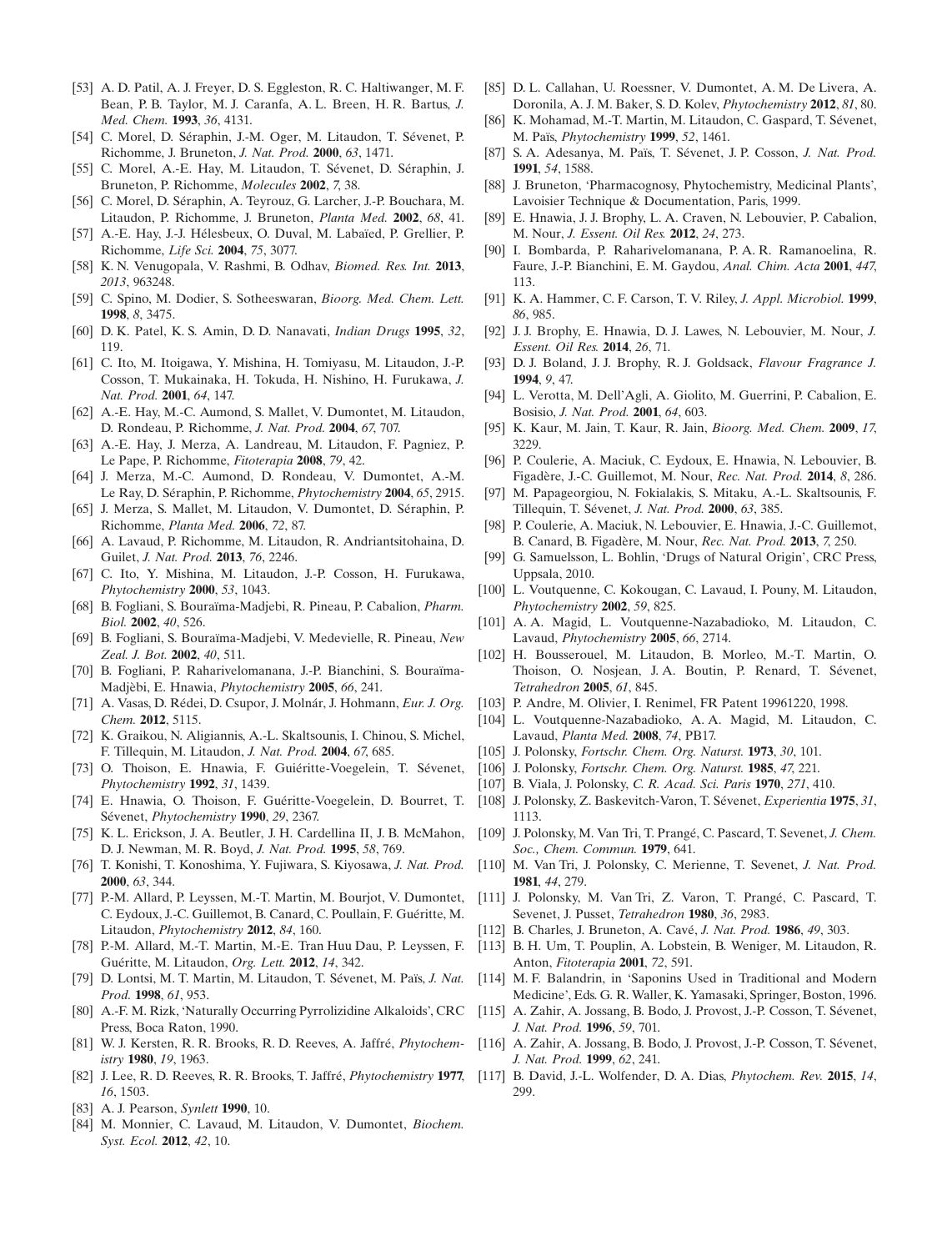[53] A. D. Patil, A. J. Freyer, D. S. Eggleston, R. C. Haltiwanger, M. F. Bean, P. B. Taylor, M. J. Caranfa, A. L. Breen, H. R. Bartus, *J. Med. Chem.* **1993**, *36*, 4131.

[54] C. Morel, D. Séraphin, J.-M. Oger, M. Litaudon, T. Sévenet, P. Richomme, J. Bruneton, *J. Nat. Prod.* **2000**, *63*, 1471.

[55] C. Morel, A.-E. Hay, M. Litaudon, T. Sévenet, D. Séraphin, J. Bruneton, P. Richomme, *Molecules* **2002**, *7*, 38.

[56] C. Morel, D. Séraphin, A. Teyrouz, G. Larcher, J.-P. Bouchara, M. Litaudon, P. Richomme, J. Bruneton, *Planta Med.* **2002**, *68*, 41.

[57] A.-E. Hay, J.-J. Hélesbeux, O. Duval, M. Labaïed, P. Grellier, P. Richomme, *Life Sci.* **2004**, *75*, 3077.

[58] K. N. Venugopala, V. Rashmi, B. Odhav, *Biomed. Res. Int.* **2013**, *2013*, 963248.

[59] C. Spino, M. Dodier, S. Sotheeswaran, *Bioorg. Med. Chem. Lett.* **1998**, *8*, 3475.

[60] D. K. Patel, K. S. Amin, D. D. Nanavati, *Indian Drugs* **1995**, *32*, 119.

[61] C. Ito, M. Itoigawa, Y. Mishina, H. Tomiyasu, M. Litaudon, J.-P. Cosson, T. Mukainaka, H. Tokuda, H. Nishino, H. Furukawa, *J. Nat. Prod.* **2001**, *64*, 147.

[62] A.-E. Hay, M.-C. Aumond, S. Mallet, V. Dumontet, M. Litaudon, D. Rondeau, P. Richomme, *J. Nat. Prod.* **2004**, *67*, 707.

[63] A.-E. Hay, J. Merza, A. Landreau, M. Litaudon, F. Pagniez, P. Le Pape, P. Richomme, *Fitoterapia* **2008**, *79*, 42.

[64] J. Merza, M.-C. Aumond, D. Rondeau, V. Dumontet, A.-M. Le Ray, D. Séraphin, P. Richomme, *Phytochemistry* **2004**, *65*, 2915.

[65] J. Merza, S. Mallet, M. Litaudon, V. Dumontet, D. Séraphin, P. Richomme, *Planta Med.* **2006**, *72*, 87.

[66] A. Lavaud, P. Richomme, M. Litaudon, R. Andriantsitohaina, D. Guilet, *J. Nat. Prod.* **2013**, *76*, 2246.

[67] C. Ito, Y. Mishina, M. Litaudon, J.-P. Cosson, H. Furukawa, *Phytochemistry* **2000**, *53*, 1043.

[68] B. Fogliani, S. Bouraïma-Madjebi, R. Pineau, P. Cabalion, *Pharm. Biol.* **2002**, *40*, 526.

[69] B. Fogliani, S. Bouraïma-Madjebi, V. Medevielle, R. Pineau, *New Zeal. J. Bot.* **2002**, *40*, 511.

[70] B. Fogliani, P. Raharivelomanana, J.-P. Bianchini, S. Bouraïma-Madjèbi, E. Hnawia, *Phytochemistry* **2005**, *66*, 241.

[71] A. Vasas, D. Rédei, D. Csupor, J. Molnár, J. Hohmann, *Eur. J. Org. Chem.* **2012**, 5115.

[72] K. Graikou, N. Aligiannis, A.-L. Skaltsounis, I. Chinou, S. Michel, F. Tillequin, M. Litaudon, *J. Nat. Prod.* **2004**, *67*, 685.

[73] O. Thoison, E. Hnawia, F. Guéritte-Voegelein, T. Sévenet, *Phytochemistry* **1992**, *31*, 1439.

[74] E. Hnawia, O. Thoison, F. Guéritte-Voegelein, D. Bourret, T. Sévenet, *Phytochemistry* **1990**, *29*, 2367.

[75] K. L. Erickson, J. A. Beutler, J. H. Cardellina II, J. B. McMahon, D. J. Newman, M. R. Boyd, *J. Nat. Prod.* **1995**, *58*, 769.

[76] T. Konishi, T. Konoshima, Y. Fujiwara, S. Kiyosawa, *J. Nat. Prod.* **2000**, *63*, 344.

[77] P.-M. Allard, P. Leyssen, M.-T. Martin, M. Bourjot, V. Dumontet, C. Eydoux, J.-C. Guillemot, B. Canard, C. Poullain, F. Guéritte, M. Litaudon, *Phytochemistry* **2012**, *84*, 160.

[78] P.-M. Allard, M.-T. Martin, M.-E. Tran Huu Dau, P. Leyssen, F. Guéritte, M. Litaudon, *Org. Lett.* **2012**, *14*, 342.

[79] D. Lontsi, M. T. Martin, M. Litaudon, T. Sévenet, M. Païs, *J. Nat. Prod.* **1998**, *61*, 953.

[80] A.-F. M. Rizk, 'Naturally Occurring Pyrrolizidine Alkaloids', CRC Press, Boca Raton, 1990.

[81] W. J. Kersten, R. R. Brooks, R. D. Reeves, A. Jaffré, *Phytochemistry* **1980**, *19*, 1963.

[82] J. Lee, R. D. Reeves, R. R. Brooks, T. Jaffré, *Phytochemistry* **1977**, *16*, 1503.

[83] A. J. Pearson, *Synlett* **1990**, 10.

[84] M. Monnier, C. Lavaud, M. Litaudon, V. Dumontet, *Biochem. Syst. Ecol.* **2012**, *42*, 10.

[85] D. L. Callahan, U. Roessner, V. Dumontet, A. M. De Livera, A. Doronila, A. J. M. Baker, S. D. Kolev, *Phytochemistry* **2012**, *81*, 80.

[86] K. Mohamad, M.-T. Martin, M. Litaudon, C. Gaspard, T. Sévenet, M. Païs, *Phytochemistry* **1999**, *52*, 1461.

[87] S. A. Adesanya, M. Païs, T. Sévenet, J. P. Cosson, *J. Nat. Prod.* **1991**, *54*, 1588.

[88] J. Bruneton, 'Pharmacognosy, Phytochemistry, Medicinal Plants', Lavoisier Technique & Documentation, Paris, 1999.

[89] E. Hnawia, J. J. Brophy, L. A. Craven, N. Lebouvier, P. Cabalion, M. Nour, *J. Essent. Oil Res.* **2012**, *24*, 273.

[90] I. Bombarda, P. Raharivelomanana, P. A. R. Ramanoelina, R. Faure, J.-P. Bianchini, E. M. Gaydou, *Anal. Chim. Acta* **2001**, *447*, 113.

[91] K. A. Hammer, C. F. Carson, T. V. Riley, *J. Appl. Microbiol.* **1999**, *86*, 985.

[92] J. J. Brophy, E. Hnawia, D. J. Lawes, N. Lebouvier, M. Nour, *J. Essent. Oil Res.* **2014**, *26*, 71.

[93] D. J. Boland, J. J. Brophy, R. J. Goldsack, *Flavour Fragrance J.* **1994**, *9*, 47.

[94] L. Verotta, M. Dell'Agli, A. Giolito, M. Guerrini, P. Cabalion, E. Bosisio, *J. Nat. Prod.* **2001**, *64*, 603.

[95] K. Kaur, M. Jain, T. Kaur, R. Jain, *Bioorg. Med. Chem.* **2009**, *17*, 3229.

[96] P. Coulerie, A. Maciuk, C. Eydoux, E. Hnawia, N. Lebouvier, B. Figadère, J.-C. Guillemot, M. Nour, *Rec. Nat. Prod.* **2014**, *8*, 286.

[97] M. Papageorgiou, N. Fokialakis, S. Mitaku, A.-L. Skaltsounis, F. Tillequin, T. Sévenet, *J. Nat. Prod.* **2000**, *63*, 385.

[98] P. Coulerie, A. Maciuk, N. Lebouvier, E. Hnawia, J.-C. Guillemot, B. Canard, B. Figadère, M. Nour, *Rec. Nat. Prod.* **2013**, *7*, 250.

[99] G. Samuelsson, L. Bohlin, 'Drugs of Natural Origin', CRC Press, Uppsala, 2010.

[100] L. Voutquenne, C. Kokougan, C. Lavaud, I. Pouny, M. Litaudon, *Phytochemistry* **2002**, *59*, 825.

[101] A. A. Magid, L. Voutquenne-Nazabadioko, M. Litaudon, C. Lavaud, *Phytochemistry* **2005**, *66*, 2714.

[102] H. Bousserouel, M. Litaudon, B. Morleo, M.-T. Martin, O. Thoison, O. Nosjean, J. A. Boutin, P. Renard, T. Sévenet, *Tetrahedron* **2005**, *61*, 845.

[103] P. Andre, M. Olivier, I. Renimel, FR Patent 19961220, 1998.

[104] L. Voutquenne-Nazabadioko, A. A. Magid, M. Litaudon, C. Lavaud, *Planta Med.* **2008**, *74*, PB17.

[105] J. Polonsky, *Fortschr. Chem. Org. Naturst.* **1973**, *30*, 101.

[106] J. Polonsky, *Fortschr. Chem. Org. Naturst.* **1985**, *47*, 221.

[107] B. Viala, J. Polonsky, *C. R. Acad. Sci. Paris* **1970**, *271*, 410.

[108] J. Polonsky, Z. Baskevitch-Varon, T. Sévenet, *Experientia* **1975**, *31*, 1113.

[109] J. Polonsky, M. Van Tri, T. Prangé, C. Pascard, T. Sevenet, *J. Chem. Soc., Chem. Commun.* **1979**, 641.

[110] M. Van Tri, J. Polonsky, C. Merienne, T. Sevenet, *J. Nat. Prod.* **1981**, *44*, 279.

[111] J. Polonsky, M. Van Tri, Z. Varon, T. Prangé, C. Pascard, T. Sevenet, J. Pusset, *Tetrahedron* **1980**, *36*, 2983.

[112] B. Charles, J. Bruneton, A. Cavé, *J. Nat. Prod.* **1986**, *49*, 303.

[113] B. H. Um, T. Pouplin, A. Lobstein, B. Weniger, M. Litaudon, R. Anton, *Fitoterapia* **2001**, *72*, 591.

[114] M. F. Balandrin, in 'Saponins Used in Traditional and Modern Medicine', Eds. G. R. Waller, K. Yamasaki, Springer, Boston, 1996.

[115] A. Zahir, A. Jossang, B. Bodo, J. Provost, J.-P. Cosson, T. Sévenet, *J. Nat. Prod.* **1996**, *59*, 701.

[116] A. Zahir, A. Jossang, B. Bodo, J. Provost, J.-P. Cosson, T. Sévenet, *J. Nat. Prod.* **1999**, *62*, 241.

[117] B. David, J.-L. Wolfender, D. A. Dias, *Phytochem. Rev.* **2015**, *14*, 299.